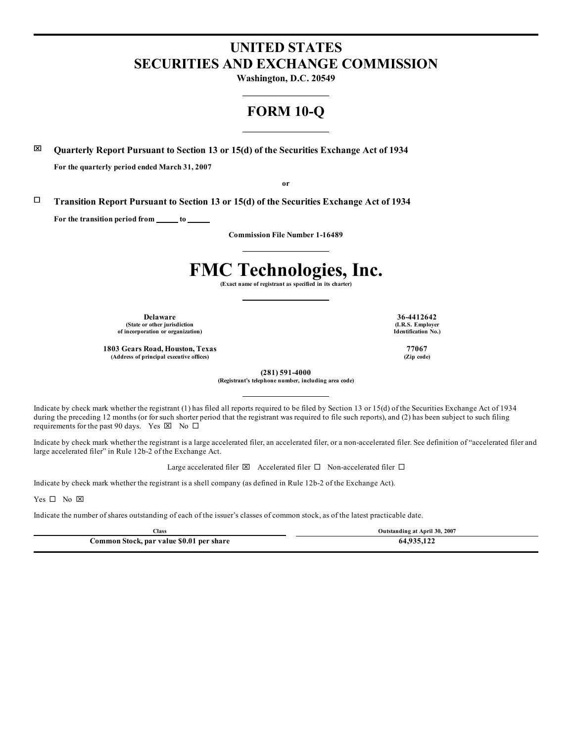# UNITED STATES
# SECURITIES AND EXCHANGE COMMISSION

**Washington, D.C. 20549**

# FORM 10-Q

☒ **Quarterly Report Pursuant to Section 13 or 15(d) of the Securities Exchange Act of 1934**

**For the quarterly period ended March 31, 2007**

**or**

☐ **Transition Report Pursuant to Section 13 or 15(d) of the Securities Exchange Act of 1934**

**For the transition period from \_\_\_\_\_ to \_\_\_\_\_**

**Commission File Number 1-16489**

# FMC Technologies, Inc.

**(Exact name of registrant as specified in its charter)**

| | |
|---|---|
| **Delaware**<br>(State or other jurisdiction of incorporation or organization) | **36-4412642**<br>(I.R.S. Employer Identification No.) |
| **1803 Gears Road, Houston, Texas**<br>(Address of principal executive offices) | **77067**<br>(Zip code) |

**(281) 591-4000**
**(Registrant's telephone number, including area code)**

Indicate by check mark whether the registrant (1) has filed all reports required to be filed by Section 13 or 15(d) of the Securities Exchange Act of 1934 during the preceding 12 months (or for such shorter period that the registrant was required to file such reports), and (2) has been subject to such filing requirements for the past 90 days. Yes ☒ No ☐

Indicate by check mark whether the registrant is a large accelerated filer, an accelerated filer, or a non-accelerated filer. See definition of "accelerated filer and large accelerated filer" in Rule 12b-2 of the Exchange Act.

Large accelerated filer ☒ Accelerated filer ☐ Non-accelerated filer ☐

Indicate by check mark whether the registrant is a shell company (as defined in Rule 12b-2 of the Exchange Act).

Yes ☐ No ☒

Indicate the number of shares outstanding of each of the issuer's classes of common stock, as of the latest practicable date.

| Class | Outstanding at April 30, 2007 |
|---|---|
| **Common Stock, par value $0.01 per share** | **64,935,122** |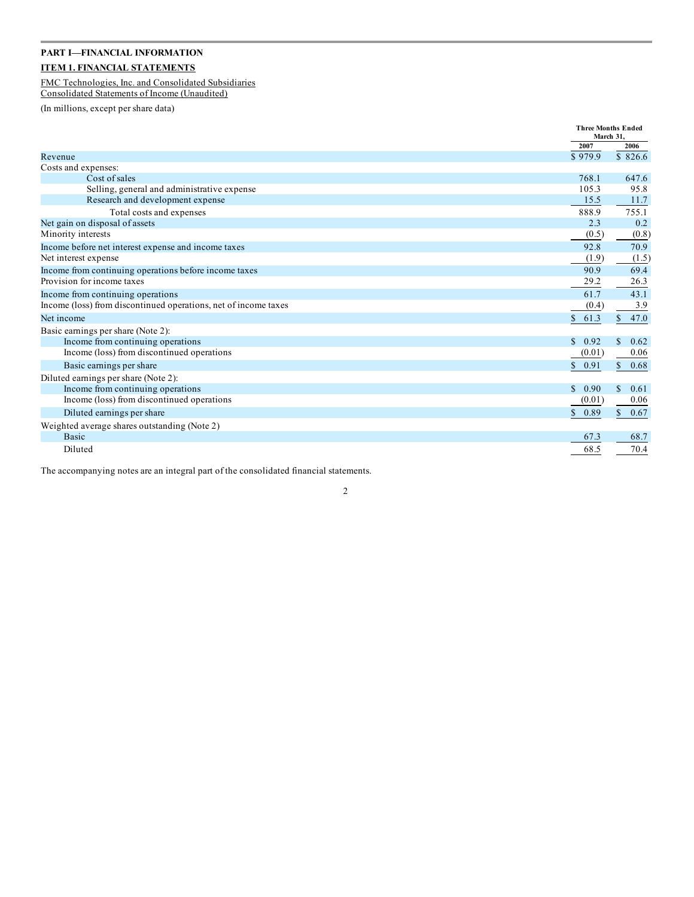**PART I—FINANCIAL INFORMATION**

**ITEM 1. FINANCIAL STATEMENTS**

FMC Technologies, Inc. and Consolidated Subsidiaries
Consolidated Statements of Income (Unaudited)

(In millions, except per share data)

| | Three Months Ended March 31, | |
|---|---|---|
| | 2007 | 2006 |
| Revenue | $ 979.9 | $ 826.6 |
| Costs and expenses: | | |
| Cost of sales | 768.1 | 647.6 |
| Selling, general and administrative expense | 105.3 | 95.8 |
| Research and development expense | 15.5 | 11.7 |
| Total costs and expenses | 888.9 | 755.1 |
| Net gain on disposal of assets | 2.3 | 0.2 |
| Minority interests | (0.5) | (0.8) |
| Income before net interest expense and income taxes | 92.8 | 70.9 |
| Net interest expense | (1.9) | (1.5) |
| Income from continuing operations before income taxes | 90.9 | 69.4 |
| Provision for income taxes | 29.2 | 26.3 |
| Income from continuing operations | 61.7 | 43.1 |
| Income (loss) from discontinued operations, net of income taxes | (0.4) | 3.9 |
| Net income | $ 61.3 | $ 47.0 |
| Basic earnings per share (Note 2): | | |
| Income from continuing operations | $ 0.92 | $ 0.62 |
| Income (loss) from discontinued operations | (0.01) | 0.06 |
| Basic earnings per share | $ 0.91 | $ 0.68 |
| Diluted earnings per share (Note 2): | | |
| Income from continuing operations | $ 0.90 | $ 0.61 |
| Income (loss) from discontinued operations | (0.01) | 0.06 |
| Diluted earnings per share | $ 0.89 | $ 0.67 |
| Weighted average shares outstanding (Note 2) | | |
| Basic | 67.3 | 68.7 |
| Diluted | 68.5 | 70.4 |

The accompanying notes are an integral part of the consolidated financial statements.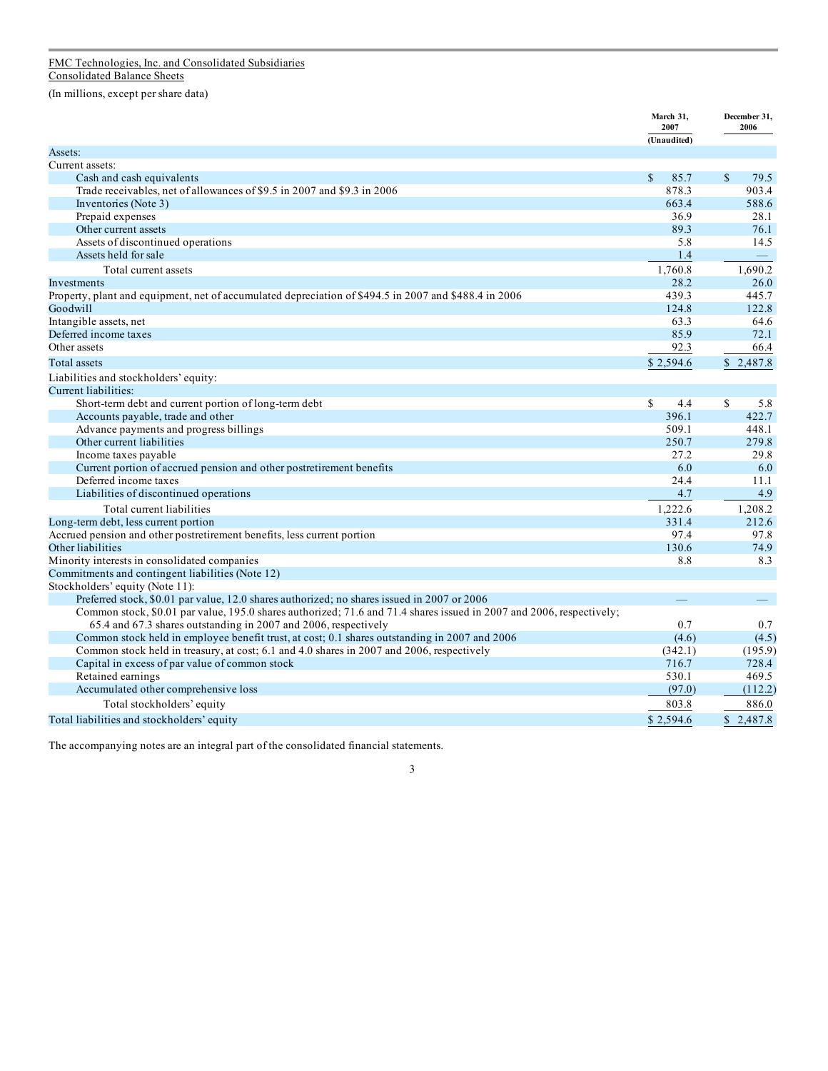FMC Technologies, Inc. and Consolidated Subsidiaries
Consolidated Balance Sheets

(In millions, except per share data)

| | March 31, 2007 (Unaudited) | December 31, 2006 |
|---|---|---|
| Assets: | | |
| Current assets: | | |
| Cash and cash equivalents | $ 85.7 | $ 79.5 |
| Trade receivables, net of allowances of $9.5 in 2007 and $9.3 in 2006 | 878.3 | 903.4 |
| Inventories (Note 3) | 663.4 | 588.6 |
| Prepaid expenses | 36.9 | 28.1 |
| Other current assets | 89.3 | 76.1 |
| Assets of discontinued operations | 5.8 | 14.5 |
| Assets held for sale | 1.4 | — |
| Total current assets | 1,760.8 | 1,690.2 |
| Investments | 28.2 | 26.0 |
| Property, plant and equipment, net of accumulated depreciation of $494.5 in 2007 and $488.4 in 2006 | 439.3 | 445.7 |
| Goodwill | 124.8 | 122.8 |
| Intangible assets, net | 63.3 | 64.6 |
| Deferred income taxes | 85.9 | 72.1 |
| Other assets | 92.3 | 66.4 |
| Total assets | $ 2,594.6 | $ 2,487.8 |
| Liabilities and stockholders' equity: | | |
| Current liabilities: | | |
| Short-term debt and current portion of long-term debt | $ 4.4 | $ 5.8 |
| Accounts payable, trade and other | 396.1 | 422.7 |
| Advance payments and progress billings | 509.1 | 448.1 |
| Other current liabilities | 250.7 | 279.8 |
| Income taxes payable | 27.2 | 29.8 |
| Current portion of accrued pension and other postretirement benefits | 6.0 | 6.0 |
| Deferred income taxes | 24.4 | 11.1 |
| Liabilities of discontinued operations | 4.7 | 4.9 |
| Total current liabilities | 1,222.6 | 1,208.2 |
| Long-term debt, less current portion | 331.4 | 212.6 |
| Accrued pension and other postretirement benefits, less current portion | 97.4 | 97.8 |
| Other liabilities | 130.6 | 74.9 |
| Minority interests in consolidated companies | 8.8 | 8.3 |
| Commitments and contingent liabilities (Note 12) | | |
| Stockholders' equity (Note 11): | | |
| Preferred stock, $0.01 par value, 12.0 shares authorized; no shares issued in 2007 or 2006 | — | — |
| Common stock, $0.01 par value, 195.0 shares authorized; 71.6 and 71.4 shares issued in 2007 and 2006, respectively; 65.4 and 67.3 shares outstanding in 2007 and 2006, respectively | 0.7 | 0.7 |
| Common stock held in employee benefit trust, at cost; 0.1 shares outstanding in 2007 and 2006 | (4.6) | (4.5) |
| Common stock held in treasury, at cost; 6.1 and 4.0 shares in 2007 and 2006, respectively | (342.1) | (195.9) |
| Capital in excess of par value of common stock | 716.7 | 728.4 |
| Retained earnings | 530.1 | 469.5 |
| Accumulated other comprehensive loss | (97.0) | (112.2) |
| Total stockholders' equity | 803.8 | 886.0 |
| Total liabilities and stockholders' equity | $ 2,594.6 | $ 2,487.8 |

The accompanying notes are an integral part of the consolidated financial statements.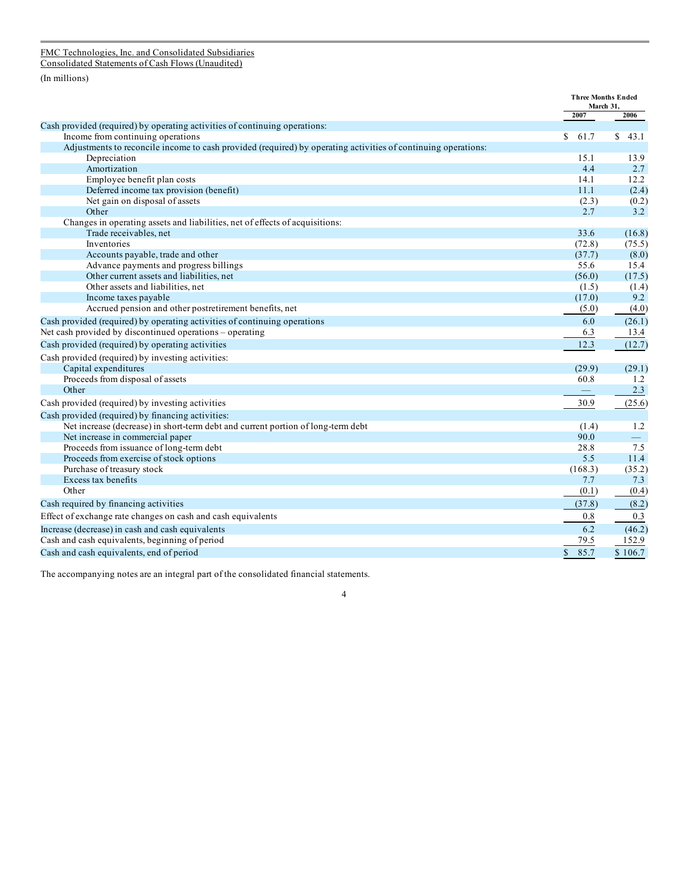FMC Technologies, Inc. and Consolidated Subsidiaries
Consolidated Statements of Cash Flows (Unaudited)

(In millions)

| | Three Months Ended March 31, | |
|---|---|---|
| | 2007 | 2006 |
| Cash provided (required) by operating activities of continuing operations: | | |
| Income from continuing operations | $ 61.7 | $ 43.1 |
| Adjustments to reconcile income to cash provided (required) by operating activities of continuing operations: | | |
| Depreciation | 15.1 | 13.9 |
| Amortization | 4.4 | 2.7 |
| Employee benefit plan costs | 14.1 | 12.2 |
| Deferred income tax provision (benefit) | 11.1 | (2.4) |
| Net gain on disposal of assets | (2.3) | (0.2) |
| Other | 2.7 | 3.2 |
| Changes in operating assets and liabilities, net of effects of acquisitions: | | |
| Trade receivables, net | 33.6 | (16.8) |
| Inventories | (72.8) | (75.5) |
| Accounts payable, trade and other | (37.7) | (8.0) |
| Advance payments and progress billings | 55.6 | 15.4 |
| Other current assets and liabilities, net | (56.0) | (17.5) |
| Other assets and liabilities, net | (1.5) | (1.4) |
| Income taxes payable | (17.0) | 9.2 |
| Accrued pension and other postretirement benefits, net | (5.0) | (4.0) |
| Cash provided (required) by operating activities of continuing operations | 6.0 | (26.1) |
| Net cash provided by discontinued operations – operating | 6.3 | 13.4 |
| Cash provided (required) by operating activities | 12.3 | (12.7) |
| Cash provided (required) by investing activities: | | |
| Capital expenditures | (29.9) | (29.1) |
| Proceeds from disposal of assets | 60.8 | 1.2 |
| Other | — | 2.3 |
| Cash provided (required) by investing activities | 30.9 | (25.6) |
| Cash provided (required) by financing activities: | | |
| Net increase (decrease) in short-term debt and current portion of long-term debt | (1.4) | 1.2 |
| Net increase in commercial paper | 90.0 | — |
| Proceeds from issuance of long-term debt | 28.8 | 7.5 |
| Proceeds from exercise of stock options | 5.5 | 11.4 |
| Purchase of treasury stock | (168.3) | (35.2) |
| Excess tax benefits | 7.7 | 7.3 |
| Other | (0.1) | (0.4) |
| Cash required by financing activities | (37.8) | (8.2) |
| Effect of exchange rate changes on cash and cash equivalents | 0.8 | 0.3 |
| Increase (decrease) in cash and cash equivalents | 6.2 | (46.2) |
| Cash and cash equivalents, beginning of period | 79.5 | 152.9 |
| Cash and cash equivalents, end of period | $ 85.7 | $ 106.7 |

The accompanying notes are an integral part of the consolidated financial statements.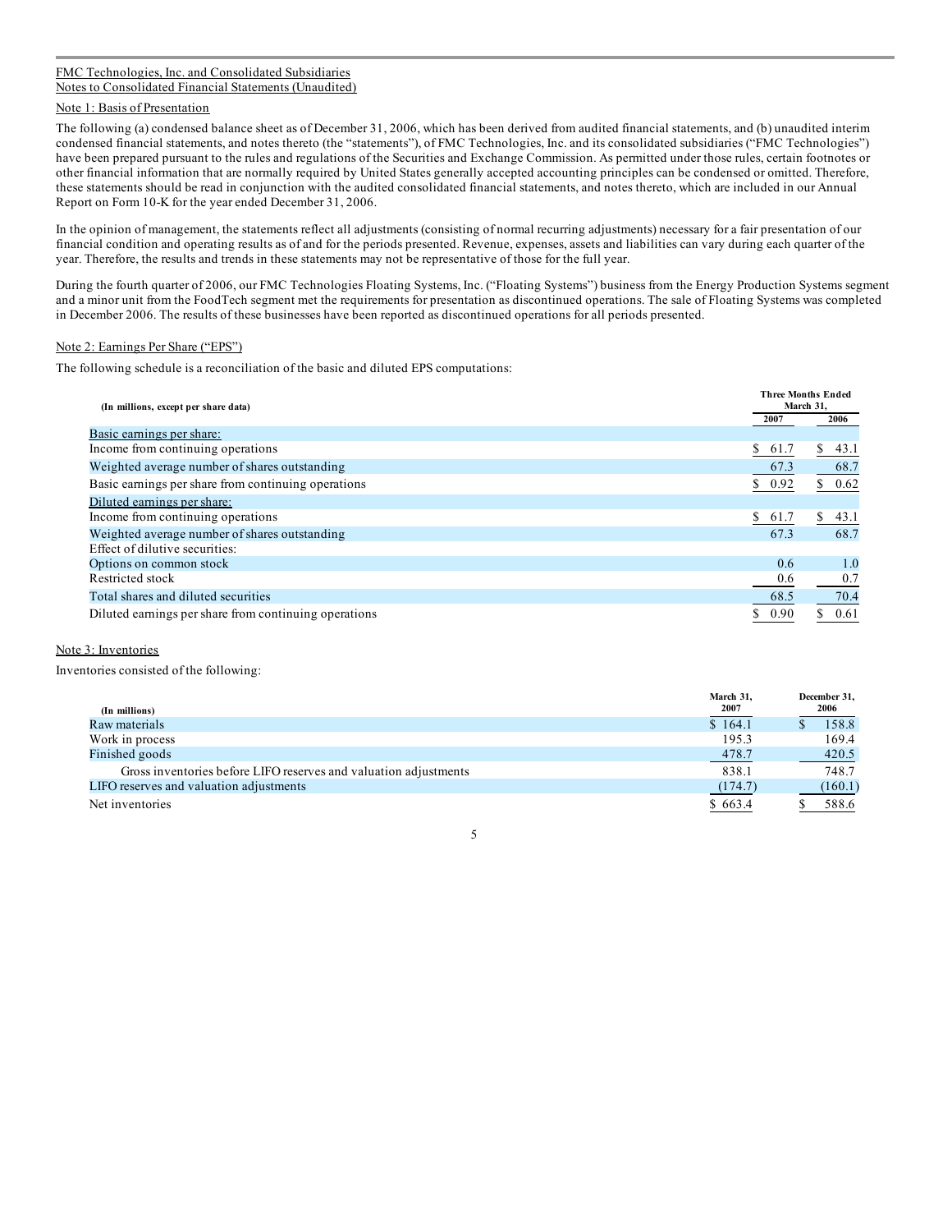FMC Technologies, Inc. and Consolidated Subsidiaries
Notes to Consolidated Financial Statements (Unaudited)

## Note 1: Basis of Presentation

The following (a) condensed balance sheet as of December 31, 2006, which has been derived from audited financial statements, and (b) unaudited interim condensed financial statements, and notes thereto (the "statements"), of FMC Technologies, Inc. and its consolidated subsidiaries ("FMC Technologies") have been prepared pursuant to the rules and regulations of the Securities and Exchange Commission. As permitted under those rules, certain footnotes or other financial information that are normally required by United States generally accepted accounting principles can be condensed or omitted. Therefore, these statements should be read in conjunction with the audited consolidated financial statements, and notes thereto, which are included in our Annual Report on Form 10-K for the year ended December 31, 2006.

In the opinion of management, the statements reflect all adjustments (consisting of normal recurring adjustments) necessary for a fair presentation of our financial condition and operating results as of and for the periods presented. Revenue, expenses, assets and liabilities can vary during each quarter of the year. Therefore, the results and trends in these statements may not be representative of those for the full year.

During the fourth quarter of 2006, our FMC Technologies Floating Systems, Inc. ("Floating Systems") business from the Energy Production Systems segment and a minor unit from the FoodTech segment met the requirements for presentation as discontinued operations. The sale of Floating Systems was completed in December 2006. The results of these businesses have been reported as discontinued operations for all periods presented.

## Note 2: Earnings Per Share ("EPS")

The following schedule is a reconciliation of the basic and diluted EPS computations:

| (In millions, except per share data) | Three Months Ended March 31, 2007 | Three Months Ended March 31, 2006 |
|---|---|---|
| Basic earnings per share: | | |
| Income from continuing operations | $ 61.7 | $ 43.1 |
| Weighted average number of shares outstanding | 67.3 | 68.7 |
| Basic earnings per share from continuing operations | $ 0.92 | $ 0.62 |
| Diluted earnings per share: | | |
| Income from continuing operations | $ 61.7 | $ 43.1 |
| Weighted average number of shares outstanding | 67.3 | 68.7 |
| Effect of dilutive securities: | | |
| Options on common stock | 0.6 | 1.0 |
| Restricted stock | 0.6 | 0.7 |
| Total shares and diluted securities | 68.5 | 70.4 |
| Diluted earnings per share from continuing operations | $ 0.90 | $ 0.61 |

## Note 3: Inventories

Inventories consisted of the following:

| (In millions) | March 31, 2007 | December 31, 2006 |
|---|---|---|
| Raw materials | $ 164.1 | $ 158.8 |
| Work in process | 195.3 | 169.4 |
| Finished goods | 478.7 | 420.5 |
| Gross inventories before LIFO reserves and valuation adjustments | 838.1 | 748.7 |
| LIFO reserves and valuation adjustments | (174.7) | (160.1) |
| Net inventories | $ 663.4 | $ 588.6 |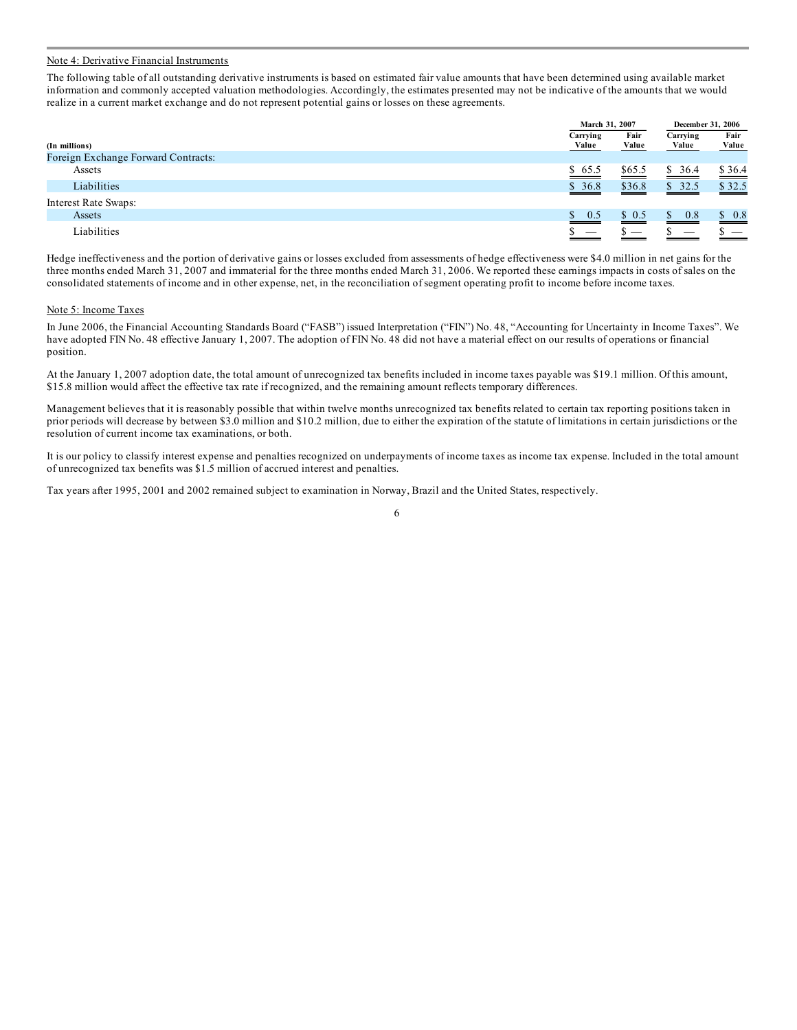Note 4: Derivative Financial Instruments

The following table of all outstanding derivative instruments is based on estimated fair value amounts that have been determined using available market information and commonly accepted valuation methodologies. Accordingly, the estimates presented may not be indicative of the amounts that we would realize in a current market exchange and do not represent potential gains or losses on these agreements.

| (In millions) | March 31, 2007 | | December 31, 2006 | |
|---|---|---|---|---|
| | Carrying Value | Fair Value | Carrying Value | Fair Value |
| Foreign Exchange Forward Contracts: | | | | |
| Assets | $ 65.5 | $65.5 | $ 36.4 | $ 36.4 |
| Liabilities | $ 36.8 | $36.8 | $ 32.5 | $ 32.5 |
| Interest Rate Swaps: | | | | |
| Assets | $ 0.5 | $ 0.5 | $ 0.8 | $ 0.8 |
| Liabilities | $ — | $ — | $ — | $ — |

Hedge ineffectiveness and the portion of derivative gains or losses excluded from assessments of hedge effectiveness were $4.0 million in net gains for the three months ended March 31, 2007 and immaterial for the three months ended March 31, 2006. We reported these earnings impacts in costs of sales on the consolidated statements of income and in other expense, net, in the reconciliation of segment operating profit to income before income taxes.

Note 5: Income Taxes

In June 2006, the Financial Accounting Standards Board ("FASB") issued Interpretation ("FIN") No. 48, "Accounting for Uncertainty in Income Taxes". We have adopted FIN No. 48 effective January 1, 2007. The adoption of FIN No. 48 did not have a material effect on our results of operations or financial position.

At the January 1, 2007 adoption date, the total amount of unrecognized tax benefits included in income taxes payable was $19.1 million. Of this amount, $15.8 million would affect the effective tax rate if recognized, and the remaining amount reflects temporary differences.

Management believes that it is reasonably possible that within twelve months unrecognized tax benefits related to certain tax reporting positions taken in prior periods will decrease by between $3.0 million and $10.2 million, due to either the expiration of the statute of limitations in certain jurisdictions or the resolution of current income tax examinations, or both.

It is our policy to classify interest expense and penalties recognized on underpayments of income taxes as income tax expense. Included in the total amount of unrecognized tax benefits was $1.5 million of accrued interest and penalties.

Tax years after 1995, 2001 and 2002 remained subject to examination in Norway, Brazil and the United States, respectively.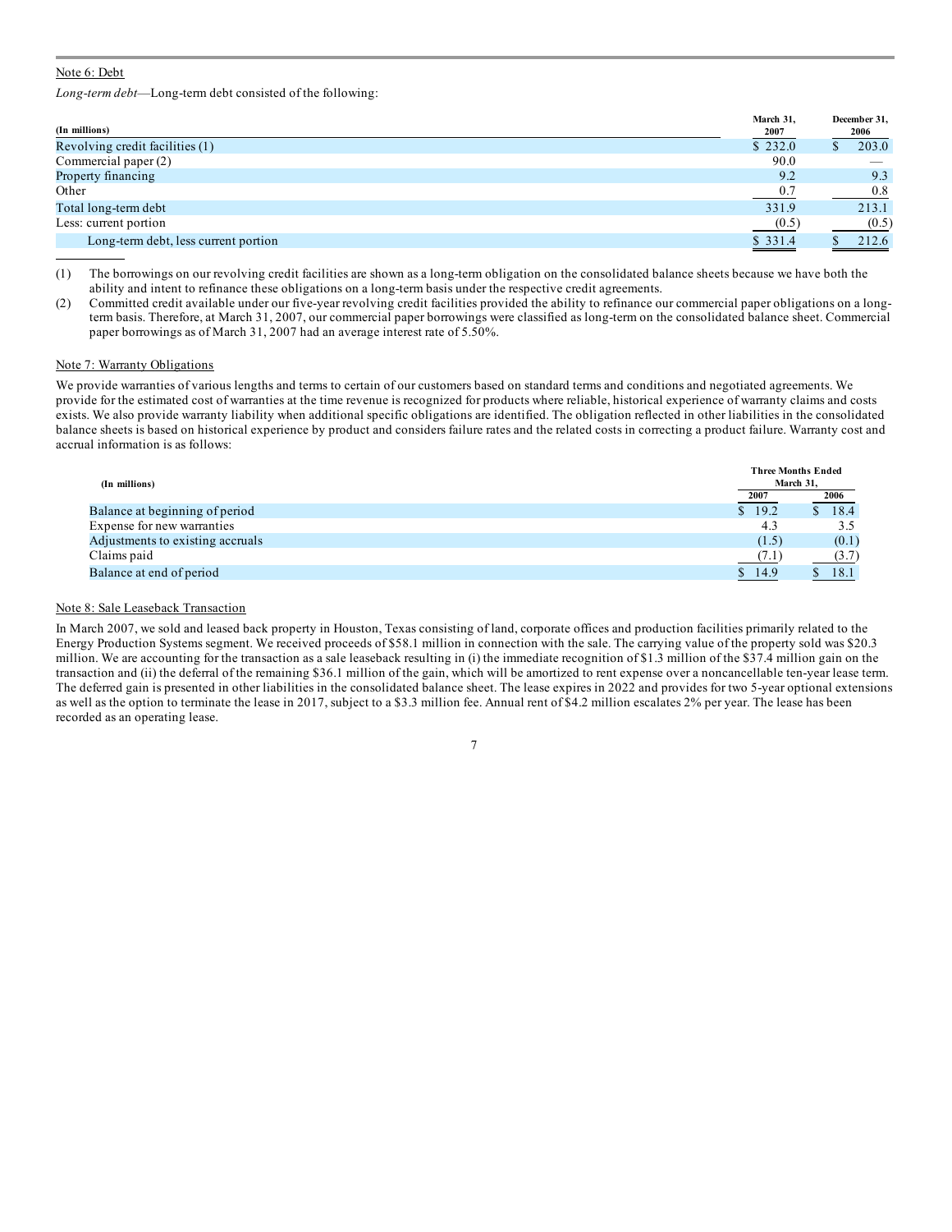Note 6: Debt

*Long-term debt*—Long-term debt consisted of the following:

| (In millions) | March 31, 2007 | December 31, 2006 |
|---|---|---|
| Revolving credit facilities (1) | $ 232.0 | $ 203.0 |
| Commercial paper (2) | 90.0 | — |
| Property financing | 9.2 | 9.3 |
| Other | 0.7 | 0.8 |
| Total long-term debt | 331.9 | 213.1 |
| Less: current portion | (0.5) | (0.5) |
| Long-term debt, less current portion | $ 331.4 | $ 212.6 |

(1) The borrowings on our revolving credit facilities are shown as a long-term obligation on the consolidated balance sheets because we have both the ability and intent to refinance these obligations on a long-term basis under the respective credit agreements.

(2) Committed credit available under our five-year revolving credit facilities provided the ability to refinance our commercial paper obligations on a long-term basis. Therefore, at March 31, 2007, our commercial paper borrowings were classified as long-term on the consolidated balance sheet. Commercial paper borrowings as of March 31, 2007 had an average interest rate of 5.50%.

Note 7: Warranty Obligations

We provide warranties of various lengths and terms to certain of our customers based on standard terms and conditions and negotiated agreements. We provide for the estimated cost of warranties at the time revenue is recognized for products where reliable, historical experience of warranty claims and costs exists. We also provide warranty liability when additional specific obligations are identified. The obligation reflected in other liabilities in the consolidated balance sheets is based on historical experience by product and considers failure rates and the related costs in correcting a product failure. Warranty cost and accrual information is as follows:

| (In millions) | Three Months Ended March 31, | |
|---|---|---|
| | 2007 | 2006 |
| Balance at beginning of period | $ 19.2 | $ 18.4 |
| Expense for new warranties | 4.3 | 3.5 |
| Adjustments to existing accruals | (1.5) | (0.1) |
| Claims paid | (7.1) | (3.7) |
| Balance at end of period | $ 14.9 | $ 18.1 |

Note 8: Sale Leaseback Transaction

In March 2007, we sold and leased back property in Houston, Texas consisting of land, corporate offices and production facilities primarily related to the Energy Production Systems segment. We received proceeds of $58.1 million in connection with the sale. The carrying value of the property sold was $20.3 million. We are accounting for the transaction as a sale leaseback resulting in (i) the immediate recognition of $1.3 million of the $37.4 million gain on the transaction and (ii) the deferral of the remaining $36.1 million of the gain, which will be amortized to rent expense over a noncancellable ten-year lease term. The deferred gain is presented in other liabilities in the consolidated balance sheet. The lease expires in 2022 and provides for two 5-year optional extensions as well as the option to terminate the lease in 2017, subject to a $3.3 million fee. Annual rent of $4.2 million escalates 2% per year. The lease has been recorded as an operating lease.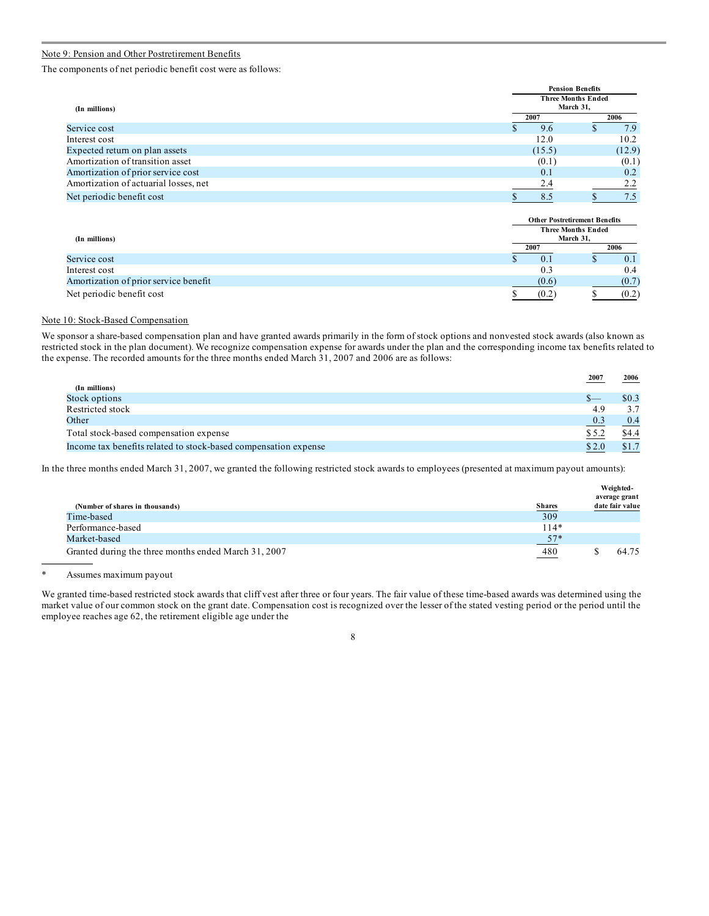Note 9: Pension and Other Postretirement Benefits

The components of net periodic benefit cost were as follows:

| (In millions) | Pension Benefits Three Months Ended March 31, 2007 | 2006 |
|---|---|---|
| Service cost | $ 9.6 | $ 7.9 |
| Interest cost | 12.0 | 10.2 |
| Expected return on plan assets | (15.5) | (12.9) |
| Amortization of transition asset | (0.1) | (0.1) |
| Amortization of prior service cost | 0.1 | 0.2 |
| Amortization of actuarial losses, net | 2.4 | 2.2 |
| Net periodic benefit cost | $ 8.5 | $ 7.5 |

| (In millions) | Other Postretirement Benefits Three Months Ended March 31, 2007 | 2006 |
|---|---|---|
| Service cost | $ 0.1 | $ 0.1 |
| Interest cost | 0.3 | 0.4 |
| Amortization of prior service benefit | (0.6) | (0.7) |
| Net periodic benefit cost | $ (0.2) | $ (0.2) |

Note 10: Stock-Based Compensation

We sponsor a share-based compensation plan and have granted awards primarily in the form of stock options and nonvested stock awards (also known as restricted stock in the plan document). We recognize compensation expense for awards under the plan and the corresponding income tax benefits related to the expense. The recorded amounts for the three months ended March 31, 2007 and 2006 are as follows:

| (In millions) | 2007 | 2006 |
|---|---|---|
| Stock options | $— | $0.3 |
| Restricted stock | 4.9 | 3.7 |
| Other | 0.3 | 0.4 |
| Total stock-based compensation expense | $ 5.2 | $4.4 |
| Income tax benefits related to stock-based compensation expense | $ 2.0 | $1.7 |

In the three months ended March 31, 2007, we granted the following restricted stock awards to employees (presented at maximum payout amounts):

| (Number of shares in thousands) | Shares | Weighted-average grant date fair value |
|---|---|---|
| Time-based | 309 | |
| Performance-based | 114* | |
| Market-based | 57* | |
| Granted during the three months ended March 31, 2007 | 480 | $ 64.75 |

\* Assumes maximum payout

We granted time-based restricted stock awards that cliff vest after three or four years. The fair value of these time-based awards was determined using the market value of our common stock on the grant date. Compensation cost is recognized over the lesser of the stated vesting period or the period until the employee reaches age 62, the retirement eligible age under the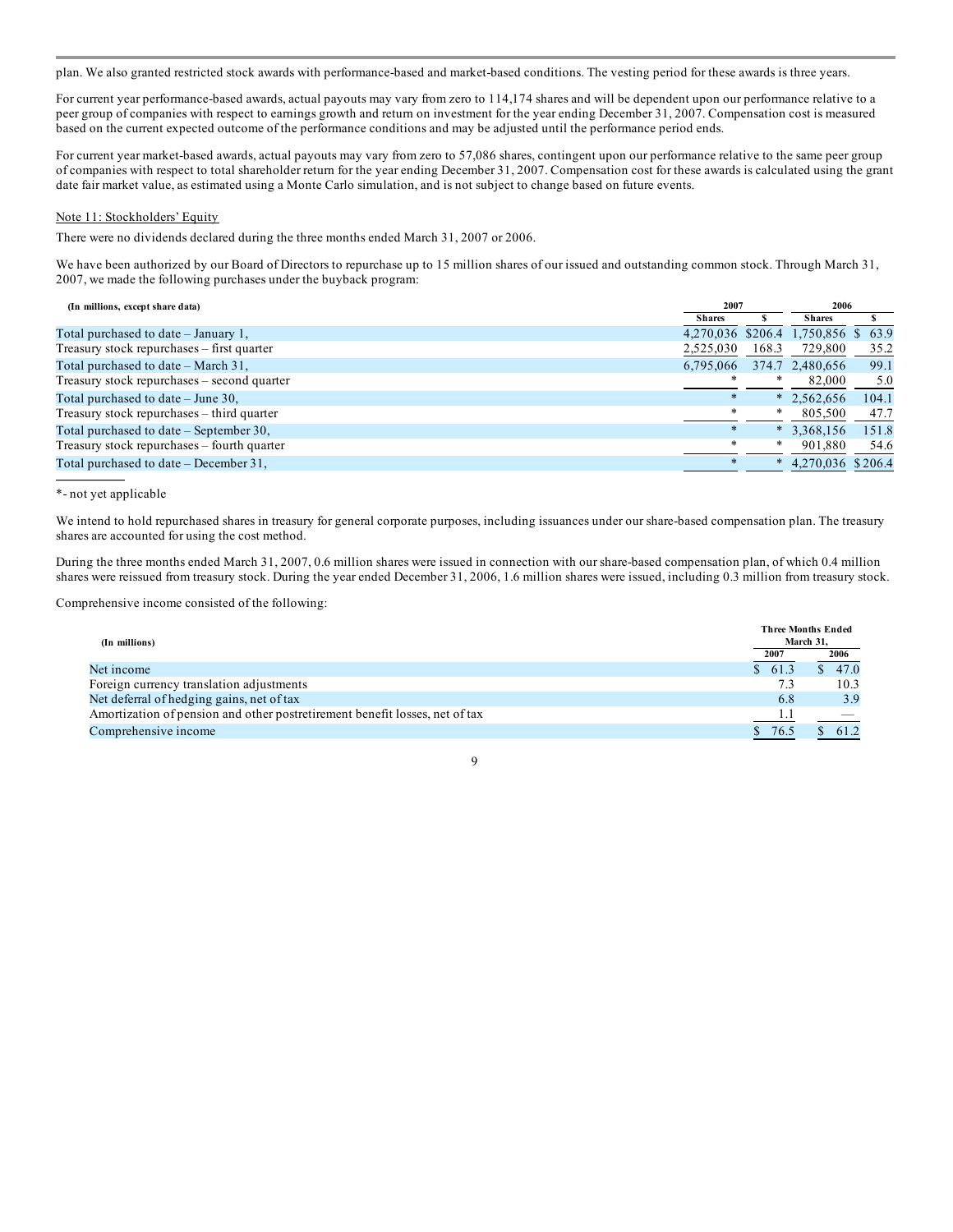plan. We also granted restricted stock awards with performance-based and market-based conditions. The vesting period for these awards is three years.

For current year performance-based awards, actual payouts may vary from zero to 114,174 shares and will be dependent upon our performance relative to a peer group of companies with respect to earnings growth and return on investment for the year ending December 31, 2007. Compensation cost is measured based on the current expected outcome of the performance conditions and may be adjusted until the performance period ends.

For current year market-based awards, actual payouts may vary from zero to 57,086 shares, contingent upon our performance relative to the same peer group of companies with respect to total shareholder return for the year ending December 31, 2007. Compensation cost for these awards is calculated using the grant date fair market value, as estimated using a Monte Carlo simulation, and is not subject to change based on future events.

Note 11: Stockholders' Equity

There were no dividends declared during the three months ended March 31, 2007 or 2006.

We have been authorized by our Board of Directors to repurchase up to 15 million shares of our issued and outstanding common stock. Through March 31, 2007, we made the following purchases under the buyback program:

| (In millions, except share data) | 2007 | | 2006 | |
|---|---|---|---|---|
| | Shares | $ | Shares | $ |
| Total purchased to date – January 1, | 4,270,036 | $206.4 | 1,750,856 | $ 63.9 |
| Treasury stock repurchases – first quarter | 2,525,030 | 168.3 | 729,800 | 35.2 |
| Total purchased to date – March 31, | 6,795,066 | 374.7 | 2,480,656 | 99.1 |
| Treasury stock repurchases – second quarter | * | * | 82,000 | 5.0 |
| Total purchased to date – June 30, | * | * | 2,562,656 | 104.1 |
| Treasury stock repurchases – third quarter | * | * | 805,500 | 47.7 |
| Total purchased to date – September 30, | * | * | 3,368,156 | 151.8 |
| Treasury stock repurchases – fourth quarter | * | * | 901,880 | 54.6 |
| Total purchased to date – December 31, | * | * | 4,270,036 | $206.4 |

*- not yet applicable

We intend to hold repurchased shares in treasury for general corporate purposes, including issuances under our share-based compensation plan. The treasury shares are accounted for using the cost method.

During the three months ended March 31, 2007, 0.6 million shares were issued in connection with our share-based compensation plan, of which 0.4 million shares were reissued from treasury stock. During the year ended December 31, 2006, 1.6 million shares were issued, including 0.3 million from treasury stock.

Comprehensive income consisted of the following:

| (In millions) | Three Months Ended March 31, | |
|---|---|---|
| | 2007 | 2006 |
| Net income | $ 61.3 | $ 47.0 |
| Foreign currency translation adjustments | 7.3 | 10.3 |
| Net deferral of hedging gains, net of tax | 6.8 | 3.9 |
| Amortization of pension and other postretirement benefit losses, net of tax | 1.1 | — |
| Comprehensive income | $ 76.5 | $ 61.2 |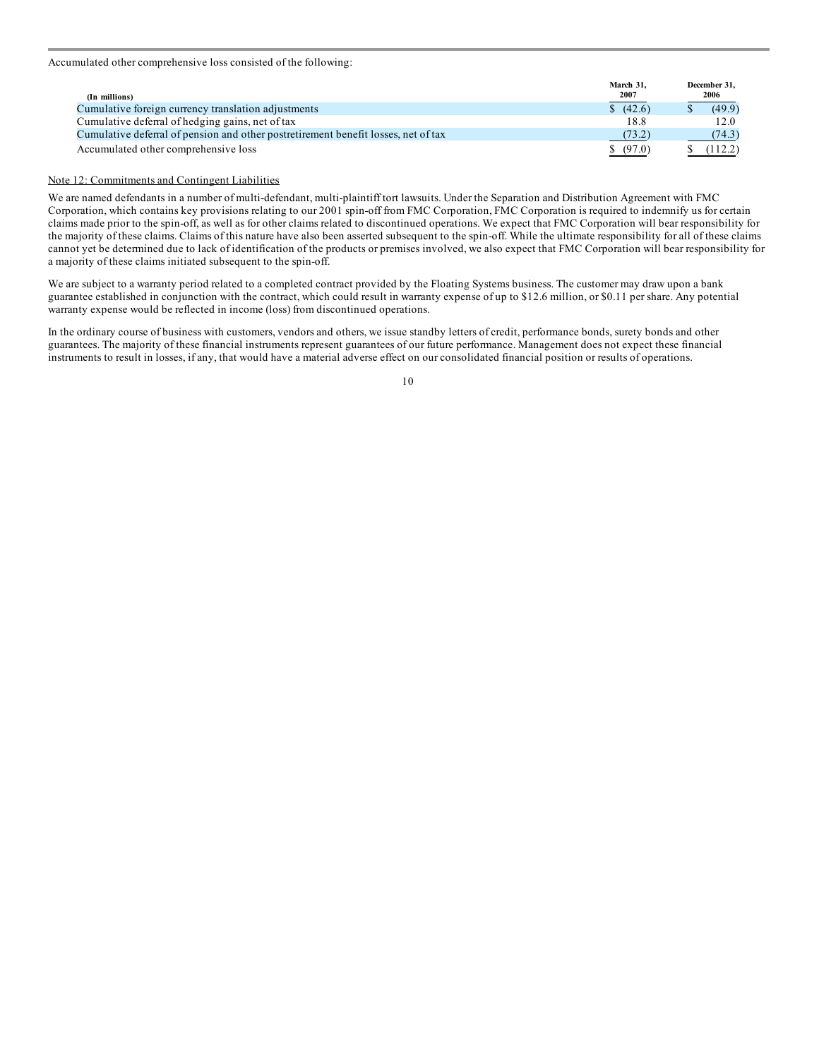Accumulated other comprehensive loss consisted of the following:

| (In millions) | March 31, 2007 | December 31, 2006 |
|---|---|---|
| Cumulative foreign currency translation adjustments | $ (42.6) | $ (49.9) |
| Cumulative deferral of hedging gains, net of tax | 18.8 | 12.0 |
| Cumulative deferral of pension and other postretirement benefit losses, net of tax | (73.2) | (74.3) |
| Accumulated other comprehensive loss | $ (97.0) | $ (112.2) |

Note 12: Commitments and Contingent Liabilities

We are named defendants in a number of multi-defendant, multi-plaintiff tort lawsuits. Under the Separation and Distribution Agreement with FMC Corporation, which contains key provisions relating to our 2001 spin-off from FMC Corporation, FMC Corporation is required to indemnify us for certain claims made prior to the spin-off, as well as for other claims related to discontinued operations. We expect that FMC Corporation will bear responsibility for the majority of these claims. Claims of this nature have also been asserted subsequent to the spin-off. While the ultimate responsibility for all of these claims cannot yet be determined due to lack of identification of the products or premises involved, we also expect that FMC Corporation will bear responsibility for a majority of these claims initiated subsequent to the spin-off.

We are subject to a warranty period related to a completed contract provided by the Floating Systems business. The customer may draw upon a bank guarantee established in conjunction with the contract, which could result in warranty expense of up to $12.6 million, or $0.11 per share. Any potential warranty expense would be reflected in income (loss) from discontinued operations.

In the ordinary course of business with customers, vendors and others, we issue standby letters of credit, performance bonds, surety bonds and other guarantees. The majority of these financial instruments represent guarantees of our future performance. Management does not expect these financial instruments to result in losses, if any, that would have a material adverse effect on our consolidated financial position or results of operations.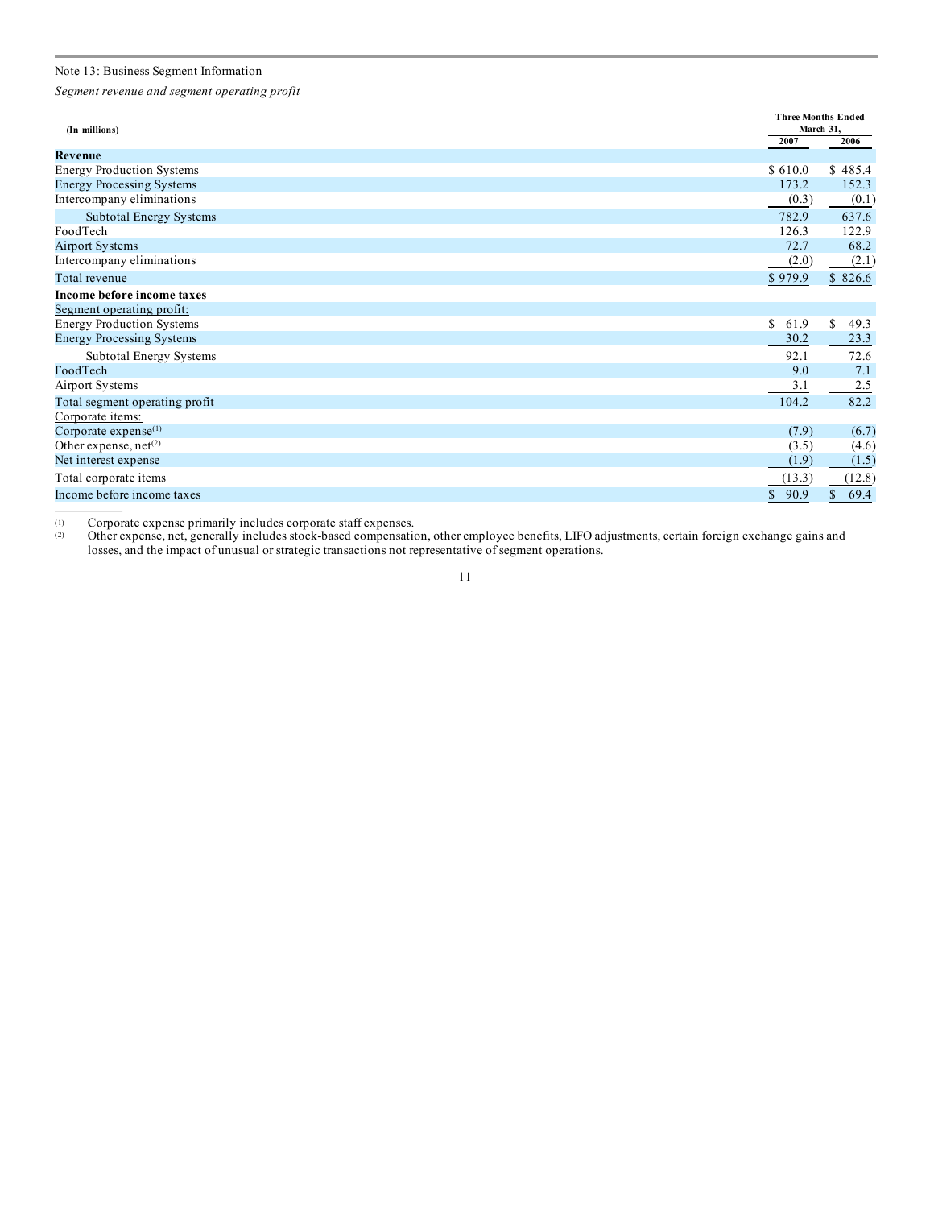Note 13: Business Segment Information

*Segment revenue and segment operating profit*

| (In millions) | Three Months Ended March 31, 2007 | 2006 |
|---|---|---|
| **Revenue** | | |
| Energy Production Systems | $ 610.0 | $ 485.4 |
| Energy Processing Systems | 173.2 | 152.3 |
| Intercompany eliminations | (0.3) | (0.1) |
| Subtotal Energy Systems | 782.9 | 637.6 |
| FoodTech | 126.3 | 122.9 |
| Airport Systems | 72.7 | 68.2 |
| Intercompany eliminations | (2.0) | (2.1) |
| Total revenue | $ 979.9 | $ 826.6 |
| **Income before income taxes** | | |
| Segment operating profit: | | |
| Energy Production Systems | $ 61.9 | $ 49.3 |
| Energy Processing Systems | 30.2 | 23.3 |
| Subtotal Energy Systems | 92.1 | 72.6 |
| FoodTech | 9.0 | 7.1 |
| Airport Systems | 3.1 | 2.5 |
| Total segment operating profit | 104.2 | 82.2 |
| Corporate items: | | |
| Corporate expense[(1)] | (7.9) | (6.7) |
| Other expense, net[(2)] | (3.5) | (4.6) |
| Net interest expense | (1.9) | (1.5) |
| Total corporate items | (13.3) | (12.8) |
| Income before income taxes | $ 90.9 | $ 69.4 |

(1) Corporate expense primarily includes corporate staff expenses.

(2) Other expense, net, generally includes stock-based compensation, other employee benefits, LIFO adjustments, certain foreign exchange gains and losses, and the impact of unusual or strategic transactions not representative of segment operations.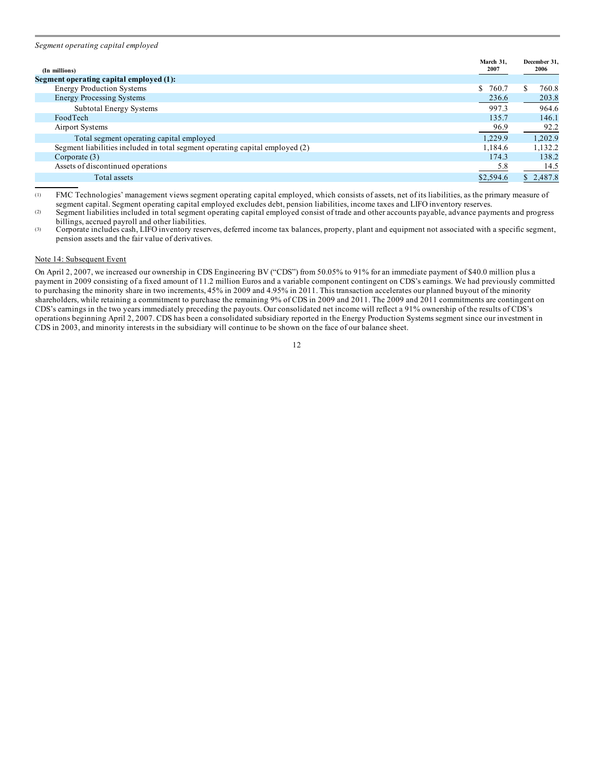*Segment operating capital employed*

| (In millions) | March 31, 2007 | December 31, 2006 |
|---|---|---|
| **Segment operating capital employed (1):** | | |
| Energy Production Systems | $ 760.7 | $ 760.8 |
| Energy Processing Systems | 236.6 | 203.8 |
| Subtotal Energy Systems | 997.3 | 964.6 |
| FoodTech | 135.7 | 146.1 |
| Airport Systems | 96.9 | 92.2 |
| Total segment operating capital employed | 1,229.9 | 1,202.9 |
| Segment liabilities included in total segment operating capital employed (2) | 1,184.6 | 1,132.2 |
| Corporate (3) | 174.3 | 138.2 |
| Assets of discontinued operations | 5.8 | 14.5 |
| Total assets | $2,594.6 | $ 2,487.8 |

(1) FMC Technologies' management views segment operating capital employed, which consists of assets, net of its liabilities, as the primary measure of segment capital. Segment operating capital employed excludes debt, pension liabilities, income taxes and LIFO inventory reserves.

(2) Segment liabilities included in total segment operating capital employed consist of trade and other accounts payable, advance payments and progress billings, accrued payroll and other liabilities.

(3) Corporate includes cash, LIFO inventory reserves, deferred income tax balances, property, plant and equipment not associated with a specific segment, pension assets and the fair value of derivatives.

Note 14: Subsequent Event

On April 2, 2007, we increased our ownership in CDS Engineering BV ("CDS") from 50.05% to 91% for an immediate payment of $40.0 million plus a payment in 2009 consisting of a fixed amount of 11.2 million Euros and a variable component contingent on CDS's earnings. We had previously committed to purchasing the minority share in two increments, 45% in 2009 and 4.95% in 2011. This transaction accelerates our planned buyout of the minority shareholders, while retaining a commitment to purchase the remaining 9% of CDS in 2009 and 2011. The 2009 and 2011 commitments are contingent on CDS's earnings in the two years immediately preceding the payouts. Our consolidated net income will reflect a 91% ownership of the results of CDS's operations beginning April 2, 2007. CDS has been a consolidated subsidiary reported in the Energy Production Systems segment since our investment in CDS in 2003, and minority interests in the subsidiary will continue to be shown on the face of our balance sheet.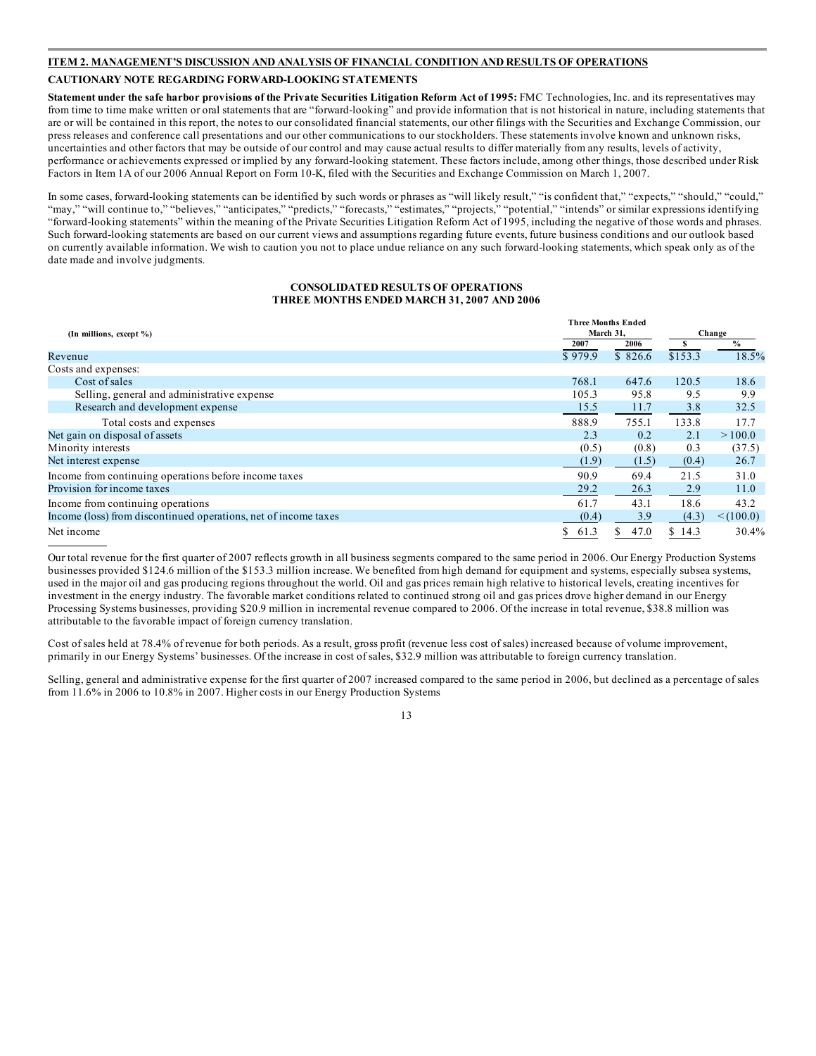## ITEM 2. MANAGEMENT'S DISCUSSION AND ANALYSIS OF FINANCIAL CONDITION AND RESULTS OF OPERATIONS

### CAUTIONARY NOTE REGARDING FORWARD-LOOKING STATEMENTS

**Statement under the safe harbor provisions of the Private Securities Litigation Reform Act of 1995:** FMC Technologies, Inc. and its representatives may from time to time make written or oral statements that are "forward-looking" and provide information that is not historical in nature, including statements that are or will be contained in this report, the notes to our consolidated financial statements, our other filings with the Securities and Exchange Commission, our press releases and conference call presentations and our other communications to our stockholders. These statements involve known and unknown risks, uncertainties and other factors that may be outside of our control and may cause actual results to differ materially from any results, levels of activity, performance or achievements expressed or implied by any forward-looking statement. These factors include, among other things, those described under Risk Factors in Item 1A of our 2006 Annual Report on Form 10-K, filed with the Securities and Exchange Commission on March 1, 2007.

In some cases, forward-looking statements can be identified by such words or phrases as "will likely result," "is confident that," "expects," "should," "could," "may," "will continue to," "believes," "anticipates," "predicts," "forecasts," "estimates," "projects," "potential," "intends" or similar expressions identifying "forward-looking statements" within the meaning of the Private Securities Litigation Reform Act of 1995, including the negative of those words and phrases. Such forward-looking statements are based on our current views and assumptions regarding future events, future business conditions and our outlook based on currently available information. We wish to caution you not to place undue reliance on any such forward-looking statements, which speak only as of the date made and involve judgments.

### CONSOLIDATED RESULTS OF OPERATIONS
### THREE MONTHS ENDED MARCH 31, 2007 AND 2006

| (In millions, except %) | Three Months Ended March 31, | | Change | |
|---|---|---|---|---|
| | 2007 | 2006 | $ | % |
| Revenue | $ 979.9 | $ 826.6 | $153.3 | 18.5% |
| Costs and expenses: | | | | |
| Cost of sales | 768.1 | 647.6 | 120.5 | 18.6 |
| Selling, general and administrative expense | 105.3 | 95.8 | 9.5 | 9.9 |
| Research and development expense | 15.5 | 11.7 | 3.8 | 32.5 |
| Total costs and expenses | 888.9 | 755.1 | 133.8 | 17.7 |
| Net gain on disposal of assets | 2.3 | 0.2 | 2.1 | > 100.0 |
| Minority interests | (0.5) | (0.8) | 0.3 | (37.5) |
| Net interest expense | (1.9) | (1.5) | (0.4) | 26.7 |
| Income from continuing operations before income taxes | 90.9 | 69.4 | 21.5 | 31.0 |
| Provision for income taxes | 29.2 | 26.3 | 2.9 | 11.0 |
| Income from continuing operations | 61.7 | 43.1 | 18.6 | 43.2 |
| Income (loss) from discontinued operations, net of income taxes | (0.4) | 3.9 | (4.3) | < (100.0) |
| Net income | $ 61.3 | $ 47.0 | $ 14.3 | 30.4% |

Our total revenue for the first quarter of 2007 reflects growth in all business segments compared to the same period in 2006. Our Energy Production Systems businesses provided $124.6 million of the $153.3 million increase. We benefited from high demand for equipment and systems, especially subsea systems, used in the major oil and gas producing regions throughout the world. Oil and gas prices remain high relative to historical levels, creating incentives for investment in the energy industry. The favorable market conditions related to continued strong oil and gas prices drove higher demand in our Energy Processing Systems businesses, providing $20.9 million in incremental revenue compared to 2006. Of the increase in total revenue, $38.8 million was attributable to the favorable impact of foreign currency translation.

Cost of sales held at 78.4% of revenue for both periods. As a result, gross profit (revenue less cost of sales) increased because of volume improvement, primarily in our Energy Systems' businesses. Of the increase in cost of sales, $32.9 million was attributable to foreign currency translation.

Selling, general and administrative expense for the first quarter of 2007 increased compared to the same period in 2006, but declined as a percentage of sales from 11.6% in 2006 to 10.8% in 2007. Higher costs in our Energy Production Systems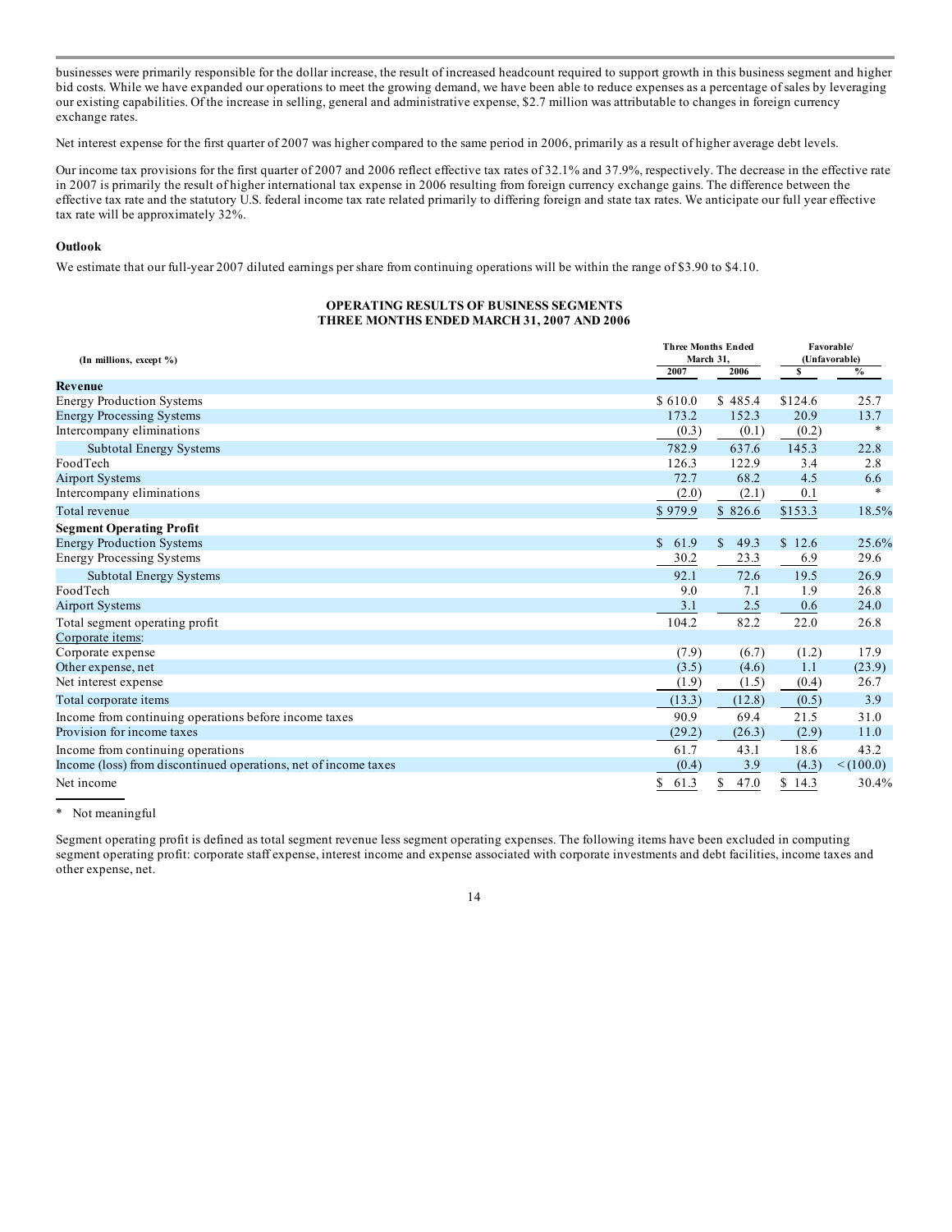businesses were primarily responsible for the dollar increase, the result of increased headcount required to support growth in this business segment and higher bid costs. While we have expanded our operations to meet the growing demand, we have been able to reduce expenses as a percentage of sales by leveraging our existing capabilities. Of the increase in selling, general and administrative expense, $2.7 million was attributable to changes in foreign currency exchange rates.

Net interest expense for the first quarter of 2007 was higher compared to the same period in 2006, primarily as a result of higher average debt levels.

Our income tax provisions for the first quarter of 2007 and 2006 reflect effective tax rates of 32.1% and 37.9%, respectively. The decrease in the effective rate in 2007 is primarily the result of higher international tax expense in 2006 resulting from foreign currency exchange gains. The difference between the effective tax rate and the statutory U.S. federal income tax rate related primarily to differing foreign and state tax rates. We anticipate our full year effective tax rate will be approximately 32%.

### Outlook

We estimate that our full-year 2007 diluted earnings per share from continuing operations will be within the range of $3.90 to $4.10.

**OPERATING RESULTS OF BUSINESS SEGMENTS**
**THREE MONTHS ENDED MARCH 31, 2007 AND 2006**

| (In millions, except %) | Three Months Ended March 31, | | Favorable/ (Unfavorable) | |
|---|---|---|---|---|
| | 2007 | 2006 | $ | % |
| **Revenue** | | | | |
| Energy Production Systems | $ 610.0 | $ 485.4 | $124.6 | 25.7 |
| Energy Processing Systems | 173.2 | 152.3 | 20.9 | 13.7 |
| Intercompany eliminations | (0.3) | (0.1) | (0.2) | * |
| Subtotal Energy Systems | 782.9 | 637.6 | 145.3 | 22.8 |
| FoodTech | 126.3 | 122.9 | 3.4 | 2.8 |
| Airport Systems | 72.7 | 68.2 | 4.5 | 6.6 |
| Intercompany eliminations | (2.0) | (2.1) | 0.1 | * |
| Total revenue | $ 979.9 | $ 826.6 | $153.3 | 18.5% |
| **Segment Operating Profit** | | | | |
| Energy Production Systems | $ 61.9 | $ 49.3 | $ 12.6 | 25.6% |
| Energy Processing Systems | 30.2 | 23.3 | 6.9 | 29.6 |
| Subtotal Energy Systems | 92.1 | 72.6 | 19.5 | 26.9 |
| FoodTech | 9.0 | 7.1 | 1.9 | 26.8 |
| Airport Systems | 3.1 | 2.5 | 0.6 | 24.0 |
| Total segment operating profit | 104.2 | 82.2 | 22.0 | 26.8 |
| Corporate items: | | | | |
| Corporate expense | (7.9) | (6.7) | (1.2) | 17.9 |
| Other expense, net | (3.5) | (4.6) | 1.1 | (23.9) |
| Net interest expense | (1.9) | (1.5) | (0.4) | 26.7 |
| Total corporate items | (13.3) | (12.8) | (0.5) | 3.9 |
| Income from continuing operations before income taxes | 90.9 | 69.4 | 21.5 | 31.0 |
| Provision for income taxes | (29.2) | (26.3) | (2.9) | 11.0 |
| Income from continuing operations | 61.7 | 43.1 | 18.6 | 43.2 |
| Income (loss) from discontinued operations, net of income taxes | (0.4) | 3.9 | (4.3) | <(100.0) |
| Net income | $ 61.3 | $ 47.0 | $ 14.3 | 30.4% |

\* Not meaningful

Segment operating profit is defined as total segment revenue less segment operating expenses. The following items have been excluded in computing segment operating profit: corporate staff expense, interest income and expense associated with corporate investments and debt facilities, income taxes and other expense, net.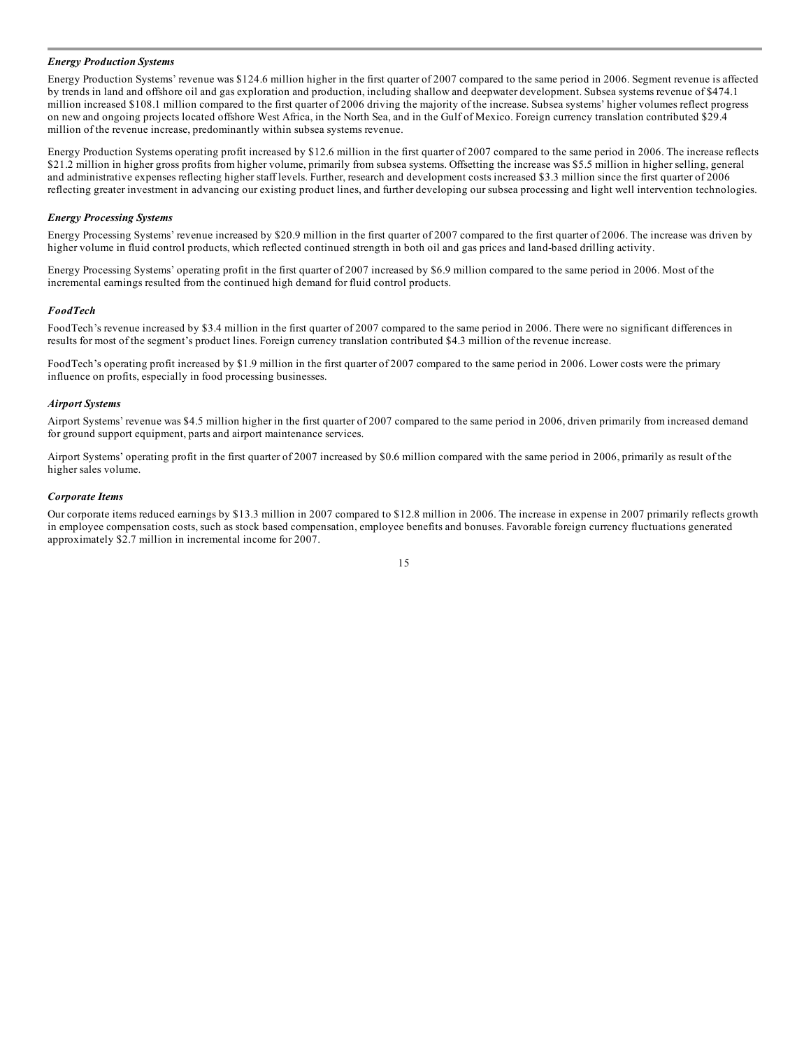***Energy Production Systems***

Energy Production Systems' revenue was $124.6 million higher in the first quarter of 2007 compared to the same period in 2006. Segment revenue is affected by trends in land and offshore oil and gas exploration and production, including shallow and deepwater development. Subsea systems revenue of $474.1 million increased $108.1 million compared to the first quarter of 2006 driving the majority of the increase. Subsea systems' higher volumes reflect progress on new and ongoing projects located offshore West Africa, in the North Sea, and in the Gulf of Mexico. Foreign currency translation contributed $29.4 million of the revenue increase, predominantly within subsea systems revenue.

Energy Production Systems operating profit increased by $12.6 million in the first quarter of 2007 compared to the same period in 2006. The increase reflects $21.2 million in higher gross profits from higher volume, primarily from subsea systems. Offsetting the increase was $5.5 million in higher selling, general and administrative expenses reflecting higher staff levels. Further, research and development costs increased $3.3 million since the first quarter of 2006 reflecting greater investment in advancing our existing product lines, and further developing our subsea processing and light well intervention technologies.

***Energy Processing Systems***

Energy Processing Systems' revenue increased by $20.9 million in the first quarter of 2007 compared to the first quarter of 2006. The increase was driven by higher volume in fluid control products, which reflected continued strength in both oil and gas prices and land-based drilling activity.

Energy Processing Systems' operating profit in the first quarter of 2007 increased by $6.9 million compared to the same period in 2006. Most of the incremental earnings resulted from the continued high demand for fluid control products.

***FoodTech***

FoodTech's revenue increased by $3.4 million in the first quarter of 2007 compared to the same period in 2006. There were no significant differences in results for most of the segment's product lines. Foreign currency translation contributed $4.3 million of the revenue increase.

FoodTech's operating profit increased by $1.9 million in the first quarter of 2007 compared to the same period in 2006. Lower costs were the primary influence on profits, especially in food processing businesses.

***Airport Systems***

Airport Systems' revenue was $4.5 million higher in the first quarter of 2007 compared to the same period in 2006, driven primarily from increased demand for ground support equipment, parts and airport maintenance services.

Airport Systems' operating profit in the first quarter of 2007 increased by $0.6 million compared with the same period in 2006, primarily as result of the higher sales volume.

***Corporate Items***

Our corporate items reduced earnings by $13.3 million in 2007 compared to $12.8 million in 2006. The increase in expense in 2007 primarily reflects growth in employee compensation costs, such as stock based compensation, employee benefits and bonuses. Favorable foreign currency fluctuations generated approximately $2.7 million in incremental income for 2007.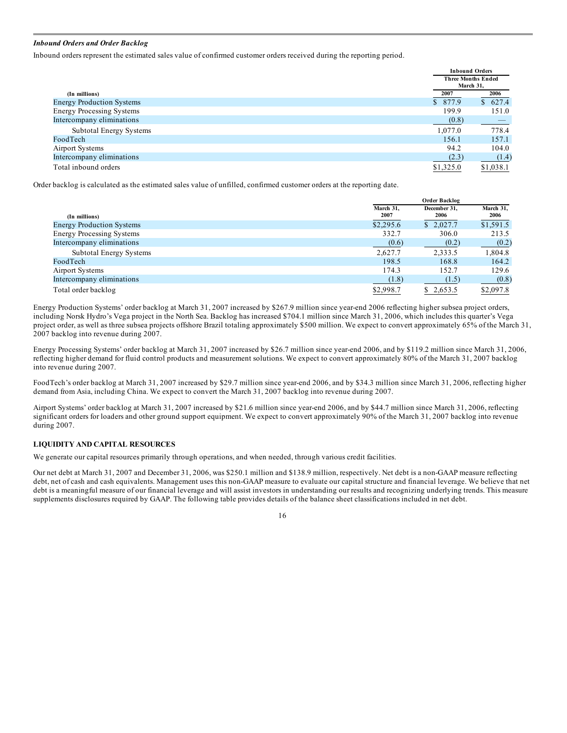*Inbound Orders and Order Backlog*

Inbound orders represent the estimated sales value of confirmed customer orders received during the reporting period.

| (In millions) | Inbound Orders Three Months Ended March 31, 2007 | 2006 |
|---|---|---|
| Energy Production Systems | $ 877.9 | $ 627.4 |
| Energy Processing Systems | 199.9 | 151.0 |
| Intercompany eliminations | (0.8) | — |
| Subtotal Energy Systems | 1,077.0 | 778.4 |
| FoodTech | 156.1 | 157.1 |
| Airport Systems | 94.2 | 104.0 |
| Intercompany eliminations | (2.3) | (1.4) |
| Total inbound orders | $1,325.0 | $1,038.1 |

Order backlog is calculated as the estimated sales value of unfilled, confirmed customer orders at the reporting date.

| (In millions) | Order Backlog March 31, 2007 | December 31, 2006 | March 31, 2006 |
|---|---|---|---|
| Energy Production Systems | $2,295.6 | $ 2,027.7 | $1,591.5 |
| Energy Processing Systems | 332.7 | 306.0 | 213.5 |
| Intercompany eliminations | (0.6) | (0.2) | (0.2) |
| Subtotal Energy Systems | 2,627.7 | 2,333.5 | 1,804.8 |
| FoodTech | 198.5 | 168.8 | 164.2 |
| Airport Systems | 174.3 | 152.7 | 129.6 |
| Intercompany eliminations | (1.8) | (1.5) | (0.8) |
| Total order backlog | $2,998.7 | $ 2,653.5 | $2,097.8 |

Energy Production Systems' order backlog at March 31, 2007 increased by $267.9 million since year-end 2006 reflecting higher subsea project orders, including Norsk Hydro's Vega project in the North Sea. Backlog has increased $704.1 million since March 31, 2006, which includes this quarter's Vega project order, as well as three subsea projects offshore Brazil totaling approximately $500 million. We expect to convert approximately 65% of the March 31, 2007 backlog into revenue during 2007.

Energy Processing Systems' order backlog at March 31, 2007 increased by $26.7 million since year-end 2006, and by $119.2 million since March 31, 2006, reflecting higher demand for fluid control products and measurement solutions. We expect to convert approximately 80% of the March 31, 2007 backlog into revenue during 2007.

FoodTech's order backlog at March 31, 2007 increased by $29.7 million since year-end 2006, and by $34.3 million since March 31, 2006, reflecting higher demand from Asia, including China. We expect to convert the March 31, 2007 backlog into revenue during 2007.

Airport Systems' order backlog at March 31, 2007 increased by $21.6 million since year-end 2006, and by $44.7 million since March 31, 2006, reflecting significant orders for loaders and other ground support equipment. We expect to convert approximately 90% of the March 31, 2007 backlog into revenue during 2007.

## LIQUIDITY AND CAPITAL RESOURCES

We generate our capital resources primarily through operations, and when needed, through various credit facilities.

Our net debt at March 31, 2007 and December 31, 2006, was $250.1 million and $138.9 million, respectively. Net debt is a non-GAAP measure reflecting debt, net of cash and cash equivalents. Management uses this non-GAAP measure to evaluate our capital structure and financial leverage. We believe that net debt is a meaningful measure of our financial leverage and will assist investors in understanding our results and recognizing underlying trends. This measure supplements disclosures required by GAAP. The following table provides details of the balance sheet classifications included in net debt.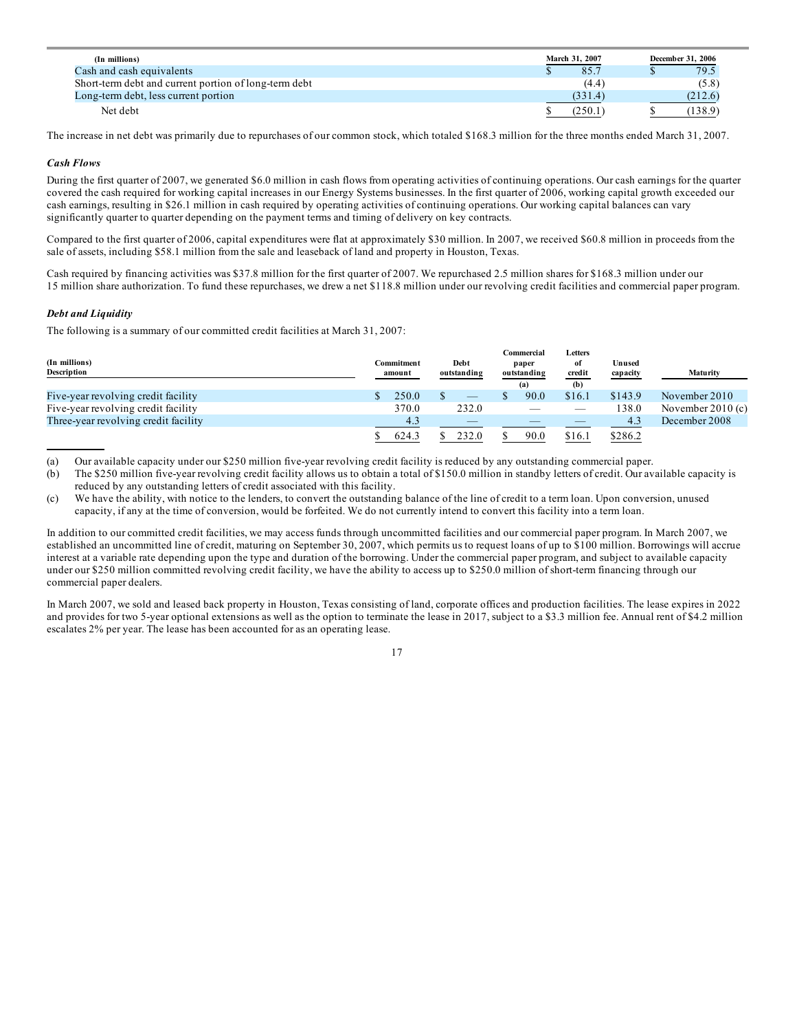| (In millions) | March 31, 2007 | December 31, 2006 |
| --- | --- | --- |
| Cash and cash equivalents | $ 85.7 | $ 79.5 |
| Short-term debt and current portion of long-term debt | (4.4) | (5.8) |
| Long-term debt, less current portion | (331.4) | (212.6) |
| Net debt | $ (250.1) | $ (138.9) |

The increase in net debt was primarily due to repurchases of our common stock, which totaled $168.3 million for the three months ended March 31, 2007.

### *Cash Flows*

During the first quarter of 2007, we generated $6.0 million in cash flows from operating activities of continuing operations. Our cash earnings for the quarter covered the cash required for working capital increases in our Energy Systems businesses. In the first quarter of 2006, working capital growth exceeded our cash earnings, resulting in $26.1 million in cash required by operating activities of continuing operations. Our working capital balances can vary significantly quarter to quarter depending on the payment terms and timing of delivery on key contracts.

Compared to the first quarter of 2006, capital expenditures were flat at approximately $30 million. In 2007, we received $60.8 million in proceeds from the sale of assets, including $58.1 million from the sale and leaseback of land and property in Houston, Texas.

Cash required by financing activities was $37.8 million for the first quarter of 2007. We repurchased 2.5 million shares for $168.3 million under our 15 million share authorization. To fund these repurchases, we drew a net $118.8 million under our revolving credit facilities and commercial paper program.

### *Debt and Liquidity*

The following is a summary of our committed credit facilities at March 31, 2007:

| (In millions) Description | Commitment amount | Debt outstanding | Commercial paper outstanding (a) | Letters of credit (b) | Unused capacity | Maturity |
| --- | --- | --- | --- | --- | --- | --- |
| Five-year revolving credit facility | $ 250.0 | $ — | $ 90.0 | $16.1 | $143.9 | November 2010 |
| Five-year revolving credit facility | 370.0 | 232.0 | — | — | 138.0 | November 2010 (c) |
| Three-year revolving credit facility | 4.3 | — | — | — | 4.3 | December 2008 |
| | $ 624.3 | $ 232.0 | $ 90.0 | $16.1 | $286.2 | |

(a) Our available capacity under our $250 million five-year revolving credit facility is reduced by any outstanding commercial paper.

(b) The $250 million five-year revolving credit facility allows us to obtain a total of $150.0 million in standby letters of credit. Our available capacity is reduced by any outstanding letters of credit associated with this facility.

(c) We have the ability, with notice to the lenders, to convert the outstanding balance of the line of credit to a term loan. Upon conversion, unused capacity, if any at the time of conversion, would be forfeited. We do not currently intend to convert this facility into a term loan.

In addition to our committed credit facilities, we may access funds through uncommitted facilities and our commercial paper program. In March 2007, we established an uncommitted line of credit, maturing on September 30, 2007, which permits us to request loans of up to $100 million. Borrowings will accrue interest at a variable rate depending upon the type and duration of the borrowing. Under the commercial paper program, and subject to available capacity under our $250 million committed revolving credit facility, we have the ability to access up to $250.0 million of short-term financing through our commercial paper dealers.

In March 2007, we sold and leased back property in Houston, Texas consisting of land, corporate offices and production facilities. The lease expires in 2022 and provides for two 5-year optional extensions as well as the option to terminate the lease in 2017, subject to a $3.3 million fee. Annual rent of $4.2 million escalates 2% per year. The lease has been accounted for as an operating lease.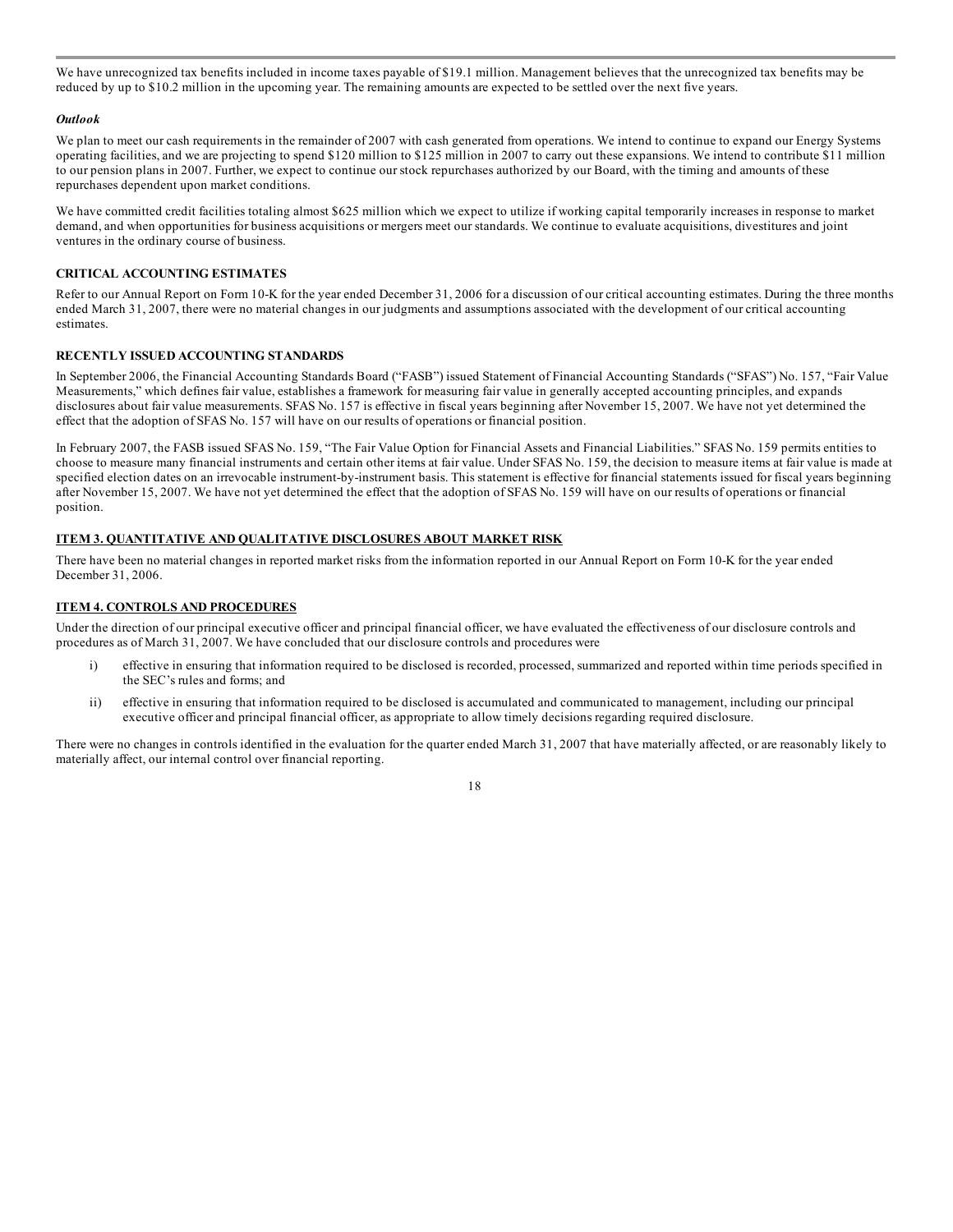We have unrecognized tax benefits included in income taxes payable of $19.1 million. Management believes that the unrecognized tax benefits may be reduced by up to $10.2 million in the upcoming year. The remaining amounts are expected to be settled over the next five years.

***Outlook***

We plan to meet our cash requirements in the remainder of 2007 with cash generated from operations. We intend to continue to expand our Energy Systems operating facilities, and we are projecting to spend $120 million to $125 million in 2007 to carry out these expansions. We intend to contribute $11 million to our pension plans in 2007. Further, we expect to continue our stock repurchases authorized by our Board, with the timing and amounts of these repurchases dependent upon market conditions.

We have committed credit facilities totaling almost $625 million which we expect to utilize if working capital temporarily increases in response to market demand, and when opportunities for business acquisitions or mergers meet our standards. We continue to evaluate acquisitions, divestitures and joint ventures in the ordinary course of business.

## CRITICAL ACCOUNTING ESTIMATES

Refer to our Annual Report on Form 10-K for the year ended December 31, 2006 for a discussion of our critical accounting estimates. During the three months ended March 31, 2007, there were no material changes in our judgments and assumptions associated with the development of our critical accounting estimates.

## RECENTLY ISSUED ACCOUNTING STANDARDS

In September 2006, the Financial Accounting Standards Board ("FASB") issued Statement of Financial Accounting Standards ("SFAS") No. 157, "Fair Value Measurements," which defines fair value, establishes a framework for measuring fair value in generally accepted accounting principles, and expands disclosures about fair value measurements. SFAS No. 157 is effective in fiscal years beginning after November 15, 2007. We have not yet determined the effect that the adoption of SFAS No. 157 will have on our results of operations or financial position.

In February 2007, the FASB issued SFAS No. 159, "The Fair Value Option for Financial Assets and Financial Liabilities." SFAS No. 159 permits entities to choose to measure many financial instruments and certain other items at fair value. Under SFAS No. 159, the decision to measure items at fair value is made at specified election dates on an irrevocable instrument-by-instrument basis. This statement is effective for financial statements issued for fiscal years beginning after November 15, 2007. We have not yet determined the effect that the adoption of SFAS No. 159 will have on our results of operations or financial position.

## ITEM 3. QUANTITATIVE AND QUALITATIVE DISCLOSURES ABOUT MARKET RISK

There have been no material changes in reported market risks from the information reported in our Annual Report on Form 10-K for the year ended December 31, 2006.

## ITEM 4. CONTROLS AND PROCEDURES

Under the direction of our principal executive officer and principal financial officer, we have evaluated the effectiveness of our disclosure controls and procedures as of March 31, 2007. We have concluded that our disclosure controls and procedures were

i) effective in ensuring that information required to be disclosed is recorded, processed, summarized and reported within time periods specified in the SEC's rules and forms; and

ii) effective in ensuring that information required to be disclosed is accumulated and communicated to management, including our principal executive officer and principal financial officer, as appropriate to allow timely decisions regarding required disclosure.

There were no changes in controls identified in the evaluation for the quarter ended March 31, 2007 that have materially affected, or are reasonably likely to materially affect, our internal control over financial reporting.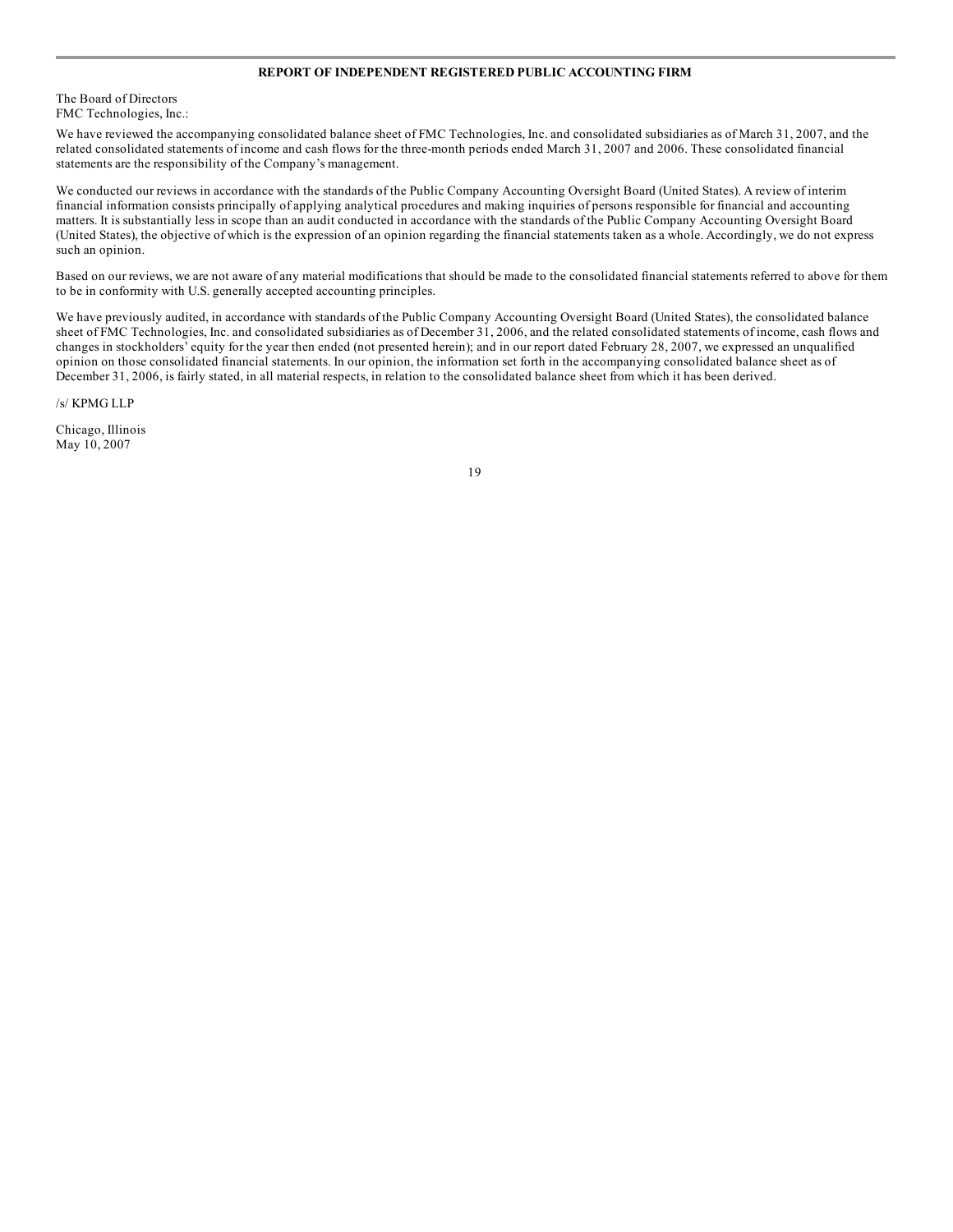## REPORT OF INDEPENDENT REGISTERED PUBLIC ACCOUNTING FIRM

The Board of Directors
FMC Technologies, Inc.:

We have reviewed the accompanying consolidated balance sheet of FMC Technologies, Inc. and consolidated subsidiaries as of March 31, 2007, and the related consolidated statements of income and cash flows for the three-month periods ended March 31, 2007 and 2006. These consolidated financial statements are the responsibility of the Company's management.

We conducted our reviews in accordance with the standards of the Public Company Accounting Oversight Board (United States). A review of interim financial information consists principally of applying analytical procedures and making inquiries of persons responsible for financial and accounting matters. It is substantially less in scope than an audit conducted in accordance with the standards of the Public Company Accounting Oversight Board (United States), the objective of which is the expression of an opinion regarding the financial statements taken as a whole. Accordingly, we do not express such an opinion.

Based on our reviews, we are not aware of any material modifications that should be made to the consolidated financial statements referred to above for them to be in conformity with U.S. generally accepted accounting principles.

We have previously audited, in accordance with standards of the Public Company Accounting Oversight Board (United States), the consolidated balance sheet of FMC Technologies, Inc. and consolidated subsidiaries as of December 31, 2006, and the related consolidated statements of income, cash flows and changes in stockholders' equity for the year then ended (not presented herein); and in our report dated February 28, 2007, we expressed an unqualified opinion on those consolidated financial statements. In our opinion, the information set forth in the accompanying consolidated balance sheet as of December 31, 2006, is fairly stated, in all material respects, in relation to the consolidated balance sheet from which it has been derived.

/s/ KPMG LLP

Chicago, Illinois
May 10, 2007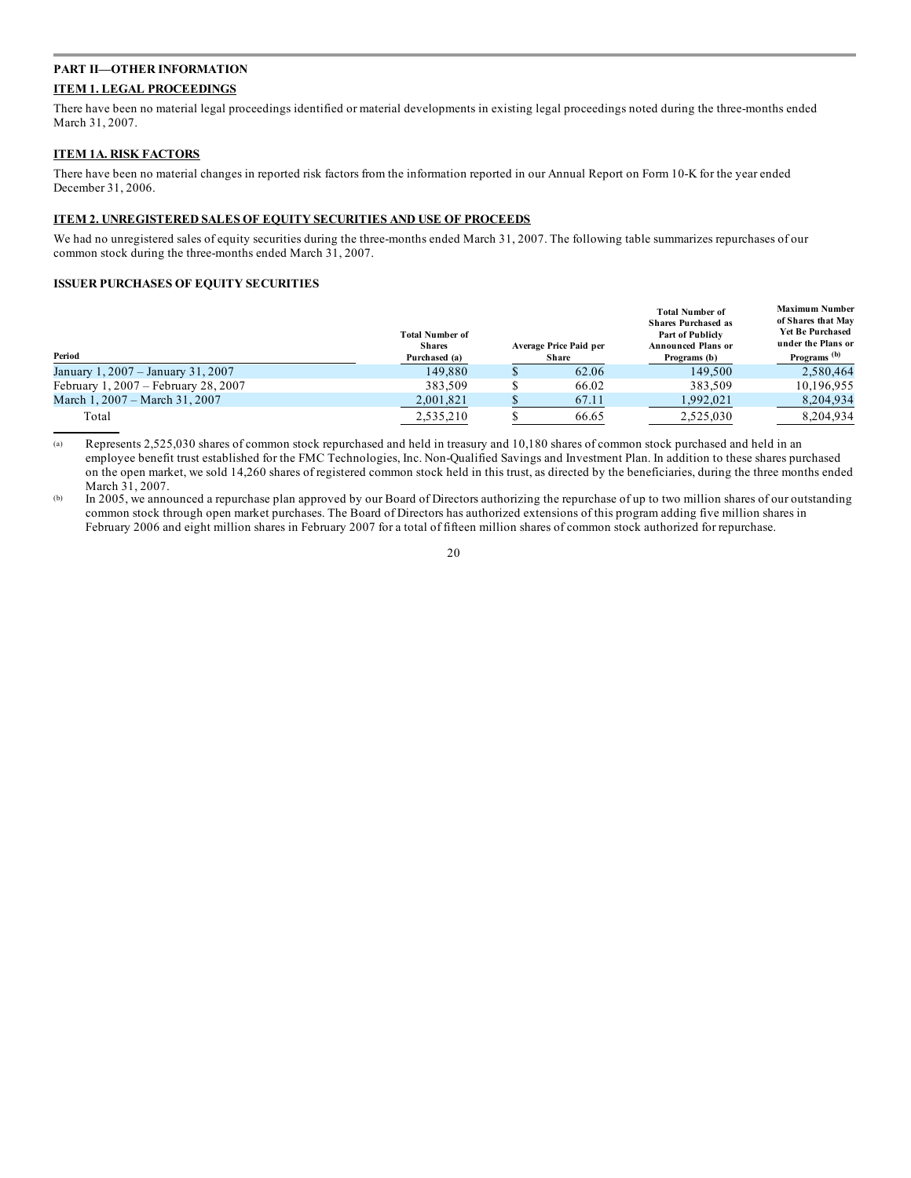## PART II—OTHER INFORMATION

### ITEM 1. LEGAL PROCEEDINGS

There have been no material legal proceedings identified or material developments in existing legal proceedings noted during the three-months ended March 31, 2007.

### ITEM 1A. RISK FACTORS

There have been no material changes in reported risk factors from the information reported in our Annual Report on Form 10-K for the year ended December 31, 2006.

### ITEM 2. UNREGISTERED SALES OF EQUITY SECURITIES AND USE OF PROCEEDS

We had no unregistered sales of equity securities during the three-months ended March 31, 2007. The following table summarizes repurchases of our common stock during the three-months ended March 31, 2007.

**ISSUER PURCHASES OF EQUITY SECURITIES**

| Period | Total Number of Shares Purchased (a) | Average Price Paid per Share | Total Number of Shares Purchased as Part of Publicly Announced Plans or Programs (b) | Maximum Number of Shares that May Yet Be Purchased under the Plans or Programs (b) |
|---|---|---|---|---|
| January 1, 2007 – January 31, 2007 | 149,880 | $ 62.06 | 149,500 | 2,580,464 |
| February 1, 2007 – February 28, 2007 | 383,509 | $ 66.02 | 383,509 | 10,196,955 |
| March 1, 2007 – March 31, 2007 | 2,001,821 | $ 67.11 | 1,992,021 | 8,204,934 |
| Total | 2,535,210 | $ 66.65 | 2,525,030 | 8,204,934 |

(a) Represents 2,525,030 shares of common stock repurchased and held in treasury and 10,180 shares of common stock purchased and held in an employee benefit trust established for the FMC Technologies, Inc. Non-Qualified Savings and Investment Plan. In addition to these shares purchased on the open market, we sold 14,260 shares of registered common stock held in this trust, as directed by the beneficiaries, during the three months ended March 31, 2007.

(b) In 2005, we announced a repurchase plan approved by our Board of Directors authorizing the repurchase of up to two million shares of our outstanding common stock through open market purchases. The Board of Directors has authorized extensions of this program adding five million shares in February 2006 and eight million shares in February 2007 for a total of fifteen million shares of common stock authorized for repurchase.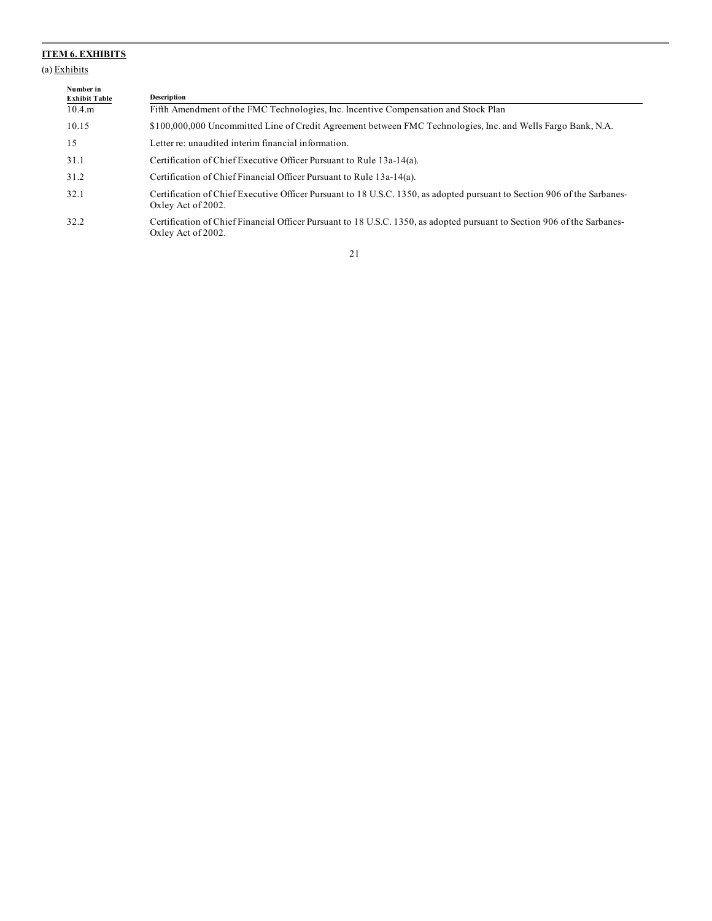**ITEM 6. EXHIBITS**

(a) Exhibits

| Number in Exhibit Table | Description |
|---|---|
| 10.4.m | Fifth Amendment of the FMC Technologies, Inc. Incentive Compensation and Stock Plan |
| 10.15 | $100,000,000 Uncommitted Line of Credit Agreement between FMC Technologies, Inc. and Wells Fargo Bank, N.A. |
| 15 | Letter re: unaudited interim financial information. |
| 31.1 | Certification of Chief Executive Officer Pursuant to Rule 13a-14(a). |
| 31.2 | Certification of Chief Financial Officer Pursuant to Rule 13a-14(a). |
| 32.1 | Certification of Chief Executive Officer Pursuant to 18 U.S.C. 1350, as adopted pursuant to Section 906 of the Sarbanes-Oxley Act of 2002. |
| 32.2 | Certification of Chief Financial Officer Pursuant to 18 U.S.C. 1350, as adopted pursuant to Section 906 of the Sarbanes-Oxley Act of 2002. |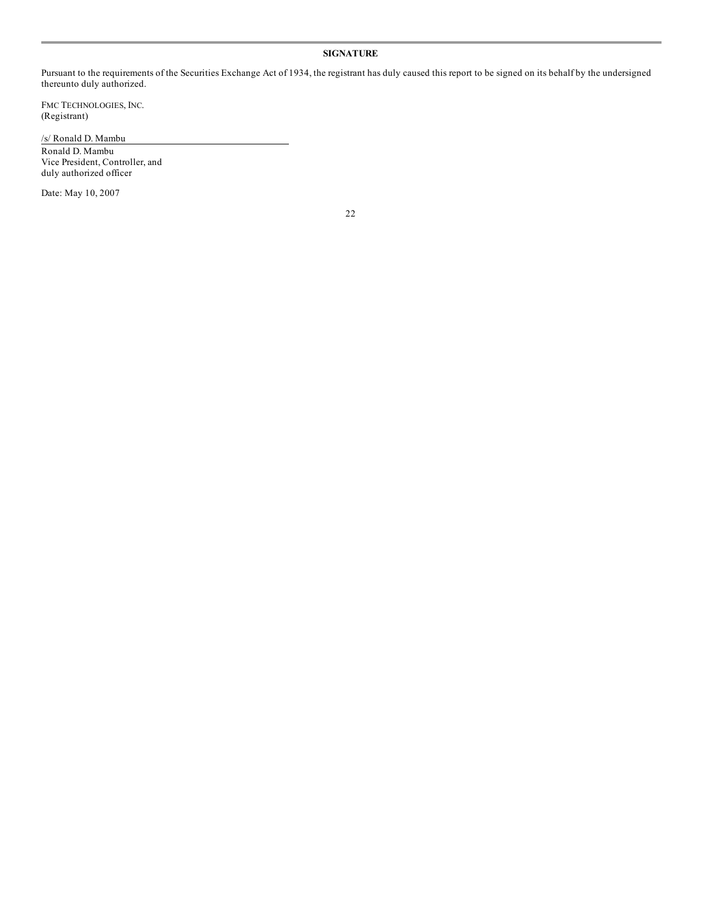## SIGNATURE

Pursuant to the requirements of the Securities Exchange Act of 1934, the registrant has duly caused this report to be signed on its behalf by the undersigned thereunto duly authorized.

FMC TECHNOLOGIES, INC.
(Registrant)

/s/ Ronald D. Mambu

Ronald D. Mambu
Vice President, Controller, and
duly authorized officer

Date: May 10, 2007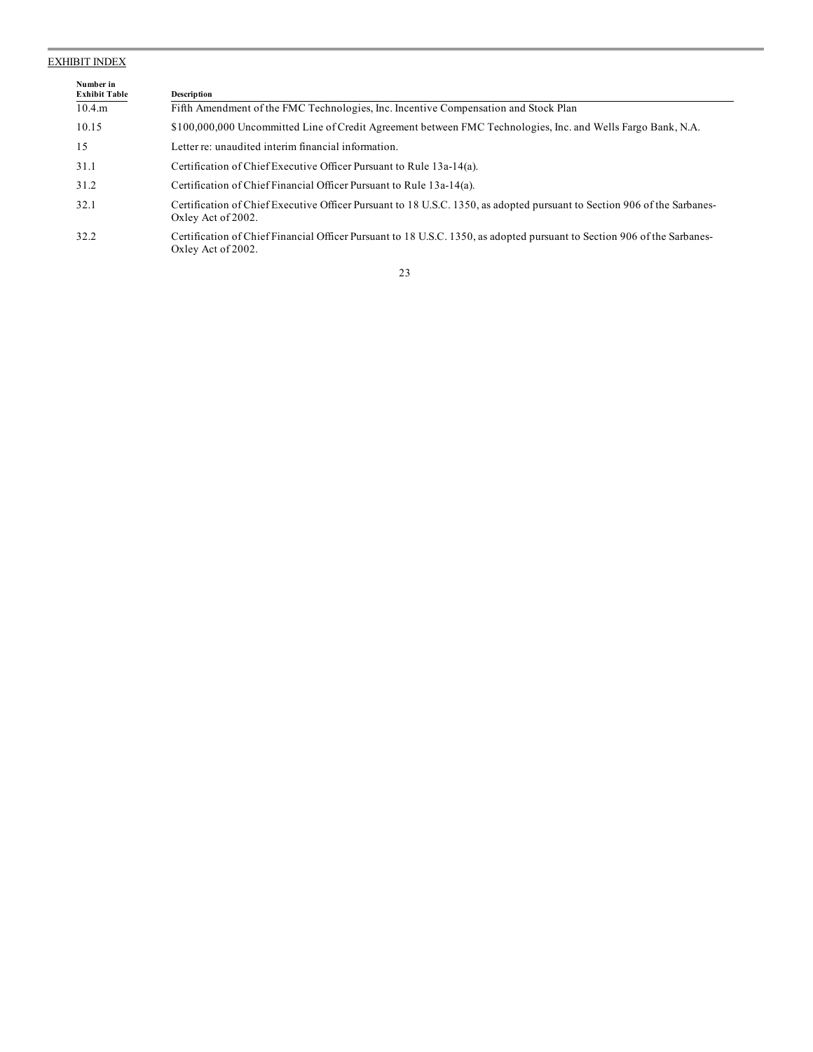## EXHIBIT INDEX

| Number in Exhibit Table | Description |
|---|---|
| 10.4.m | Fifth Amendment of the FMC Technologies, Inc. Incentive Compensation and Stock Plan |
| 10.15 | $100,000,000 Uncommitted Line of Credit Agreement between FMC Technologies, Inc. and Wells Fargo Bank, N.A. |
| 15 | Letter re: unaudited interim financial information. |
| 31.1 | Certification of Chief Executive Officer Pursuant to Rule 13a-14(a). |
| 31.2 | Certification of Chief Financial Officer Pursuant to Rule 13a-14(a). |
| 32.1 | Certification of Chief Executive Officer Pursuant to 18 U.S.C. 1350, as adopted pursuant to Section 906 of the Sarbanes-Oxley Act of 2002. |
| 32.2 | Certification of Chief Financial Officer Pursuant to 18 U.S.C. 1350, as adopted pursuant to Section 906 of the Sarbanes-Oxley Act of 2002. |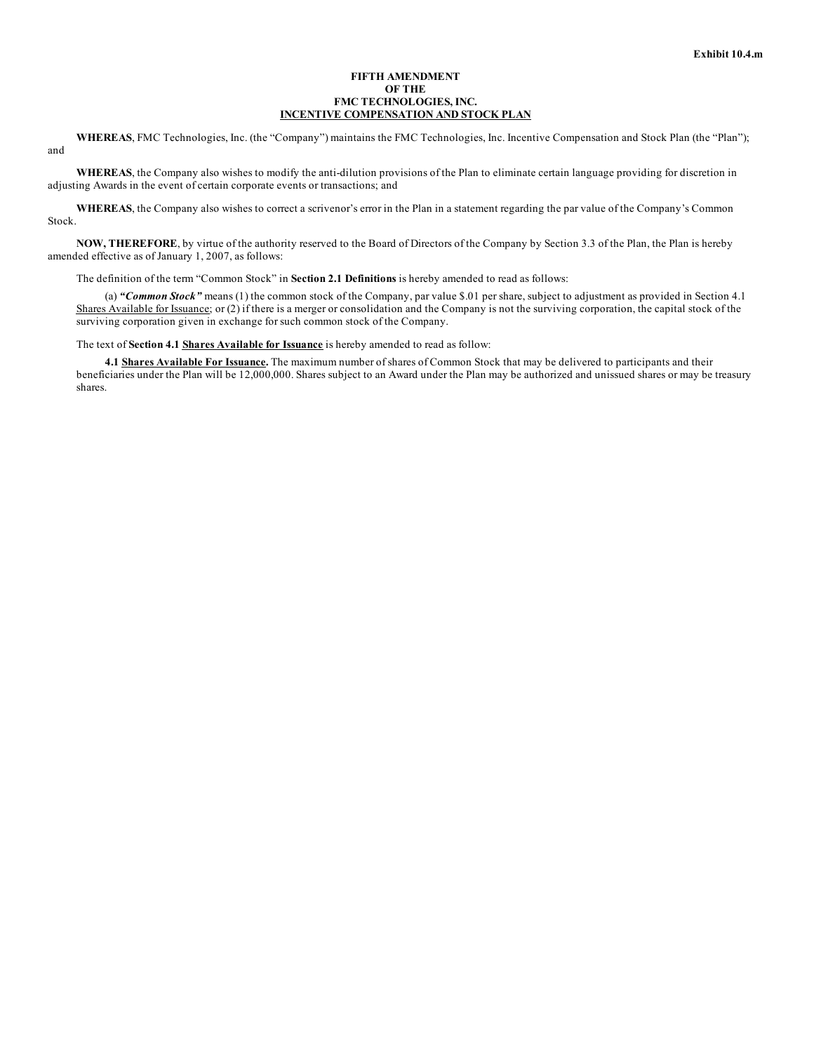Exhibit 10.4.m

# FIFTH AMENDMENT
# OF THE
# FMC TECHNOLOGIES, INC.
# INCENTIVE COMPENSATION AND STOCK PLAN

**WHEREAS**, FMC Technologies, Inc. (the "Company") maintains the FMC Technologies, Inc. Incentive Compensation and Stock Plan (the "Plan"); and

**WHEREAS**, the Company also wishes to modify the anti-dilution provisions of the Plan to eliminate certain language providing for discretion in adjusting Awards in the event of certain corporate events or transactions; and

**WHEREAS**, the Company also wishes to correct a scrivenor's error in the Plan in a statement regarding the par value of the Company's Common Stock.

**NOW, THEREFORE**, by virtue of the authority reserved to the Board of Directors of the Company by Section 3.3 of the Plan, the Plan is hereby amended effective as of January 1, 2007, as follows:

The definition of the term "Common Stock" in **Section 2.1 Definitions** is hereby amended to read as follows:

(a) ***"Common Stock"*** means (1) the common stock of the Company, par value $.01 per share, subject to adjustment as provided in Section 4.1 Shares Available for Issuance; or (2) if there is a merger or consolidation and the Company is not the surviving corporation, the capital stock of the surviving corporation given in exchange for such common stock of the Company.

The text of **Section 4.1 Shares Available for Issuance** is hereby amended to read as follow:

**4.1 Shares Available For Issuance.** The maximum number of shares of Common Stock that may be delivered to participants and their beneficiaries under the Plan will be 12,000,000. Shares subject to an Award under the Plan may be authorized and unissued shares or may be treasury shares.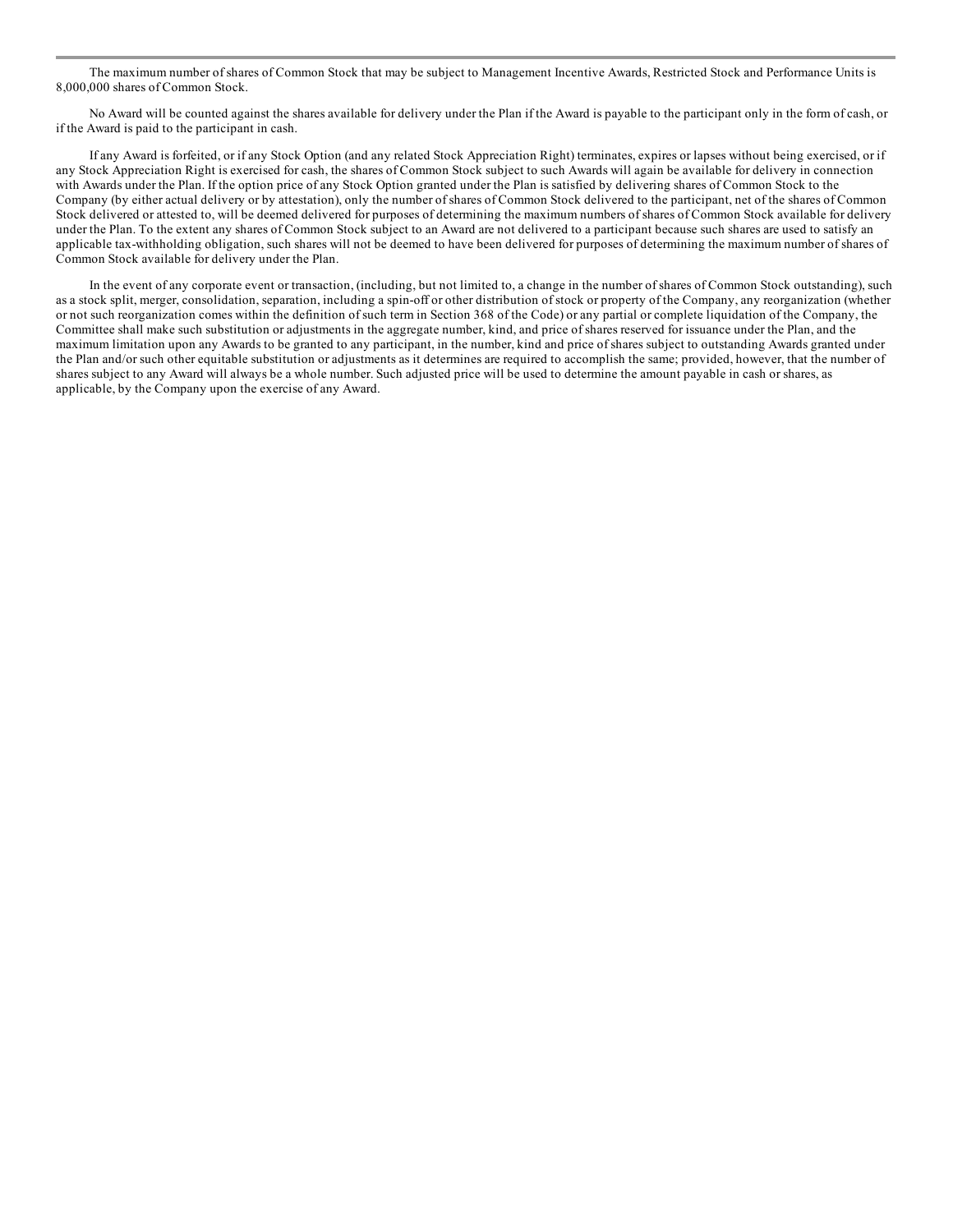The maximum number of shares of Common Stock that may be subject to Management Incentive Awards, Restricted Stock and Performance Units is 8,000,000 shares of Common Stock.

No Award will be counted against the shares available for delivery under the Plan if the Award is payable to the participant only in the form of cash, or if the Award is paid to the participant in cash.

If any Award is forfeited, or if any Stock Option (and any related Stock Appreciation Right) terminates, expires or lapses without being exercised, or if any Stock Appreciation Right is exercised for cash, the shares of Common Stock subject to such Awards will again be available for delivery in connection with Awards under the Plan. If the option price of any Stock Option granted under the Plan is satisfied by delivering shares of Common Stock to the Company (by either actual delivery or by attestation), only the number of shares of Common Stock delivered to the participant, net of the shares of Common Stock delivered or attested to, will be deemed delivered for purposes of determining the maximum numbers of shares of Common Stock available for delivery under the Plan. To the extent any shares of Common Stock subject to an Award are not delivered to a participant because such shares are used to satisfy an applicable tax-withholding obligation, such shares will not be deemed to have been delivered for purposes of determining the maximum number of shares of Common Stock available for delivery under the Plan.

In the event of any corporate event or transaction, (including, but not limited to, a change in the number of shares of Common Stock outstanding), such as a stock split, merger, consolidation, separation, including a spin-off or other distribution of stock or property of the Company, any reorganization (whether or not such reorganization comes within the definition of such term in Section 368 of the Code) or any partial or complete liquidation of the Company, the Committee shall make such substitution or adjustments in the aggregate number, kind, and price of shares reserved for issuance under the Plan, and the maximum limitation upon any Awards to be granted to any participant, in the number, kind and price of shares subject to outstanding Awards granted under the Plan and/or such other equitable substitution or adjustments as it determines are required to accomplish the same; provided, however, that the number of shares subject to any Award will always be a whole number. Such adjusted price will be used to determine the amount payable in cash or shares, as applicable, by the Company upon the exercise of any Award.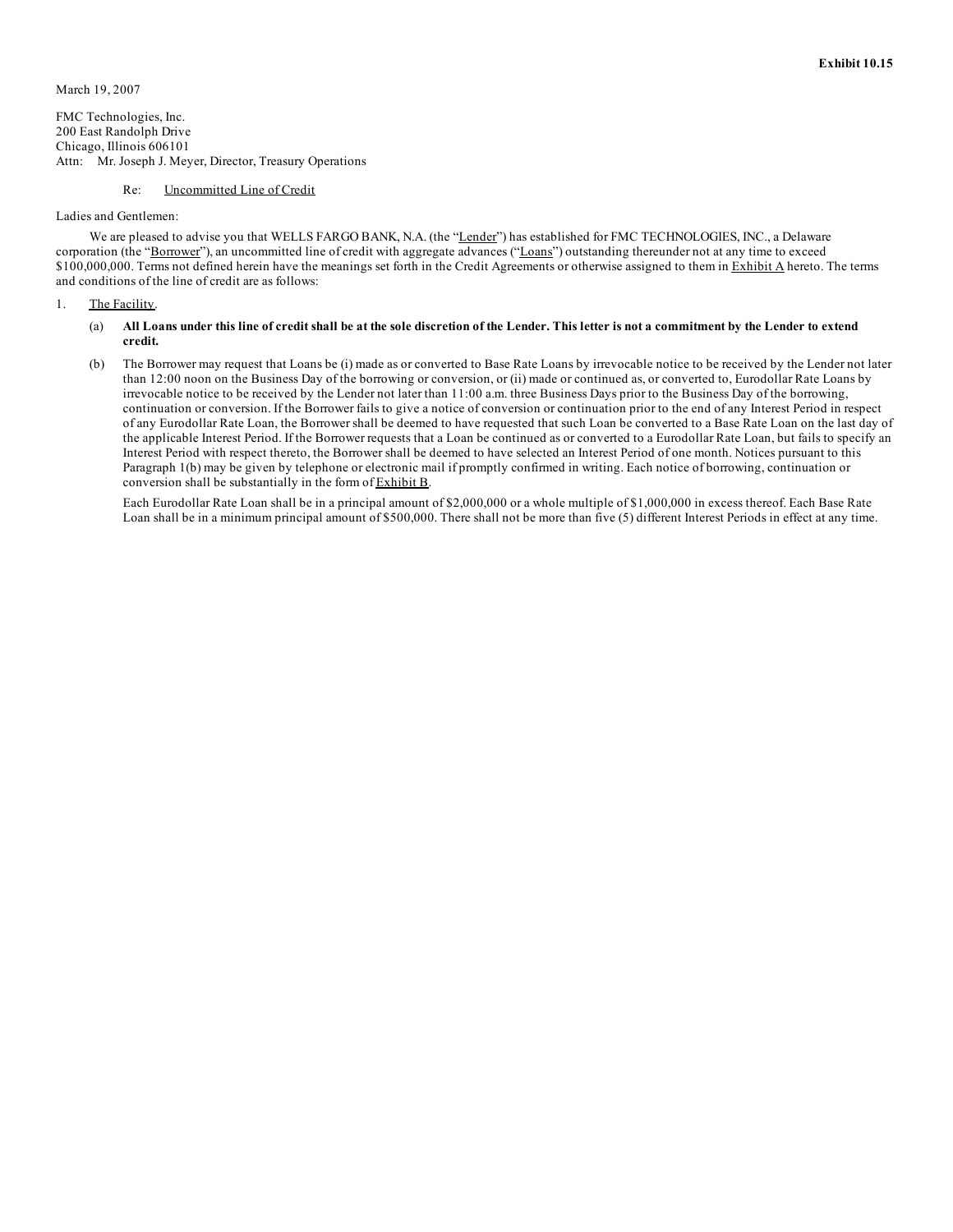**Exhibit 10.15**

March 19, 2007

FMC Technologies, Inc.
200 East Randolph Drive
Chicago, Illinois 606101
Attn: Mr. Joseph J. Meyer, Director, Treasury Operations

Re: Uncommitted Line of Credit

Ladies and Gentlemen:

We are pleased to advise you that WELLS FARGO BANK, N.A. (the "Lender") has established for FMC TECHNOLOGIES, INC., a Delaware corporation (the "Borrower"), an uncommitted line of credit with aggregate advances ("Loans") outstanding thereunder not at any time to exceed $100,000,000. Terms not defined herein have the meanings set forth in the Credit Agreements or otherwise assigned to them in Exhibit A hereto. The terms and conditions of the line of credit are as follows:

1. The Facility.

(a) **All Loans under this line of credit shall be at the sole discretion of the Lender. This letter is not a commitment by the Lender to extend credit.**

(b) The Borrower may request that Loans be (i) made as or converted to Base Rate Loans by irrevocable notice to be received by the Lender not later than 12:00 noon on the Business Day of the borrowing or conversion, or (ii) made or continued as, or converted to, Eurodollar Rate Loans by irrevocable notice to be received by the Lender not later than 11:00 a.m. three Business Days prior to the Business Day of the borrowing, continuation or conversion. If the Borrower fails to give a notice of conversion or continuation prior to the end of any Interest Period in respect of any Eurodollar Rate Loan, the Borrower shall be deemed to have requested that such Loan be converted to a Base Rate Loan on the last day of the applicable Interest Period. If the Borrower requests that a Loan be continued as or converted to a Eurodollar Rate Loan, but fails to specify an Interest Period with respect thereto, the Borrower shall be deemed to have selected an Interest Period of one month. Notices pursuant to this Paragraph 1(b) may be given by telephone or electronic mail if promptly confirmed in writing. Each notice of borrowing, continuation or conversion shall be substantially in the form of Exhibit B.

Each Eurodollar Rate Loan shall be in a principal amount of $2,000,000 or a whole multiple of $1,000,000 in excess thereof. Each Base Rate Loan shall be in a minimum principal amount of $500,000. There shall not be more than five (5) different Interest Periods in effect at any time.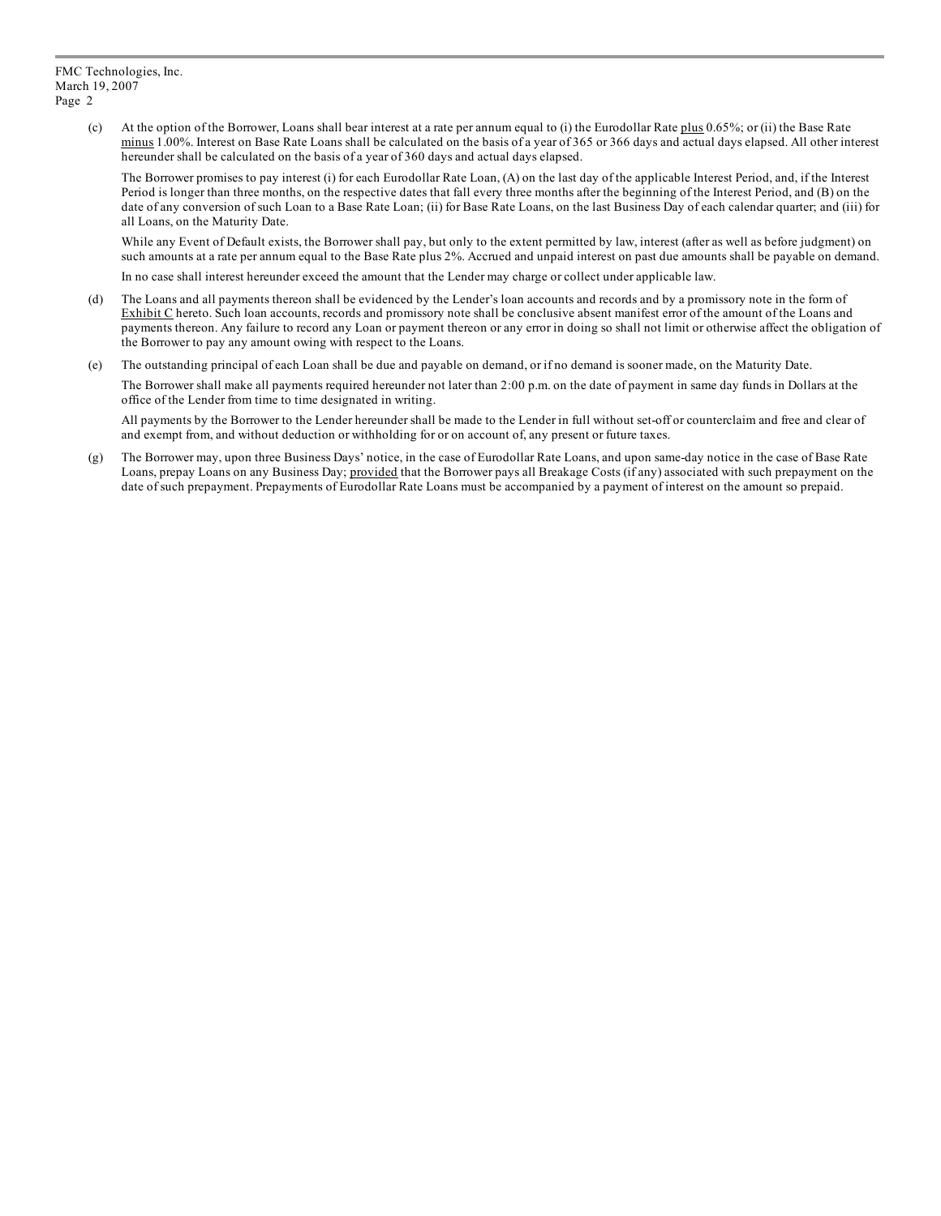(c) At the option of the Borrower, Loans shall bear interest at a rate per annum equal to (i) the Eurodollar Rate plus 0.65%; or (ii) the Base Rate minus 1.00%. Interest on Base Rate Loans shall be calculated on the basis of a year of 365 or 366 days and actual days elapsed. All other interest hereunder shall be calculated on the basis of a year of 360 days and actual days elapsed.

The Borrower promises to pay interest (i) for each Eurodollar Rate Loan, (A) on the last day of the applicable Interest Period, and, if the Interest Period is longer than three months, on the respective dates that fall every three months after the beginning of the Interest Period, and (B) on the date of any conversion of such Loan to a Base Rate Loan; (ii) for Base Rate Loans, on the last Business Day of each calendar quarter; and (iii) for all Loans, on the Maturity Date.

While any Event of Default exists, the Borrower shall pay, but only to the extent permitted by law, interest (after as well as before judgment) on such amounts at a rate per annum equal to the Base Rate plus 2%. Accrued and unpaid interest on past due amounts shall be payable on demand.

In no case shall interest hereunder exceed the amount that the Lender may charge or collect under applicable law.

(d) The Loans and all payments thereon shall be evidenced by the Lender's loan accounts and records and by a promissory note in the form of Exhibit C hereto. Such loan accounts, records and promissory note shall be conclusive absent manifest error of the amount of the Loans and payments thereon. Any failure to record any Loan or payment thereon or any error in doing so shall not limit or otherwise affect the obligation of the Borrower to pay any amount owing with respect to the Loans.

(e) The outstanding principal of each Loan shall be due and payable on demand, or if no demand is sooner made, on the Maturity Date.

The Borrower shall make all payments required hereunder not later than 2:00 p.m. on the date of payment in same day funds in Dollars at the office of the Lender from time to time designated in writing.

All payments by the Borrower to the Lender hereunder shall be made to the Lender in full without set-off or counterclaim and free and clear of and exempt from, and without deduction or withholding for or on account of, any present or future taxes.

(g) The Borrower may, upon three Business Days' notice, in the case of Eurodollar Rate Loans, and upon same-day notice in the case of Base Rate Loans, prepay Loans on any Business Day; provided that the Borrower pays all Breakage Costs (if any) associated with such prepayment on the date of such prepayment. Prepayments of Eurodollar Rate Loans must be accompanied by a payment of interest on the amount so prepaid.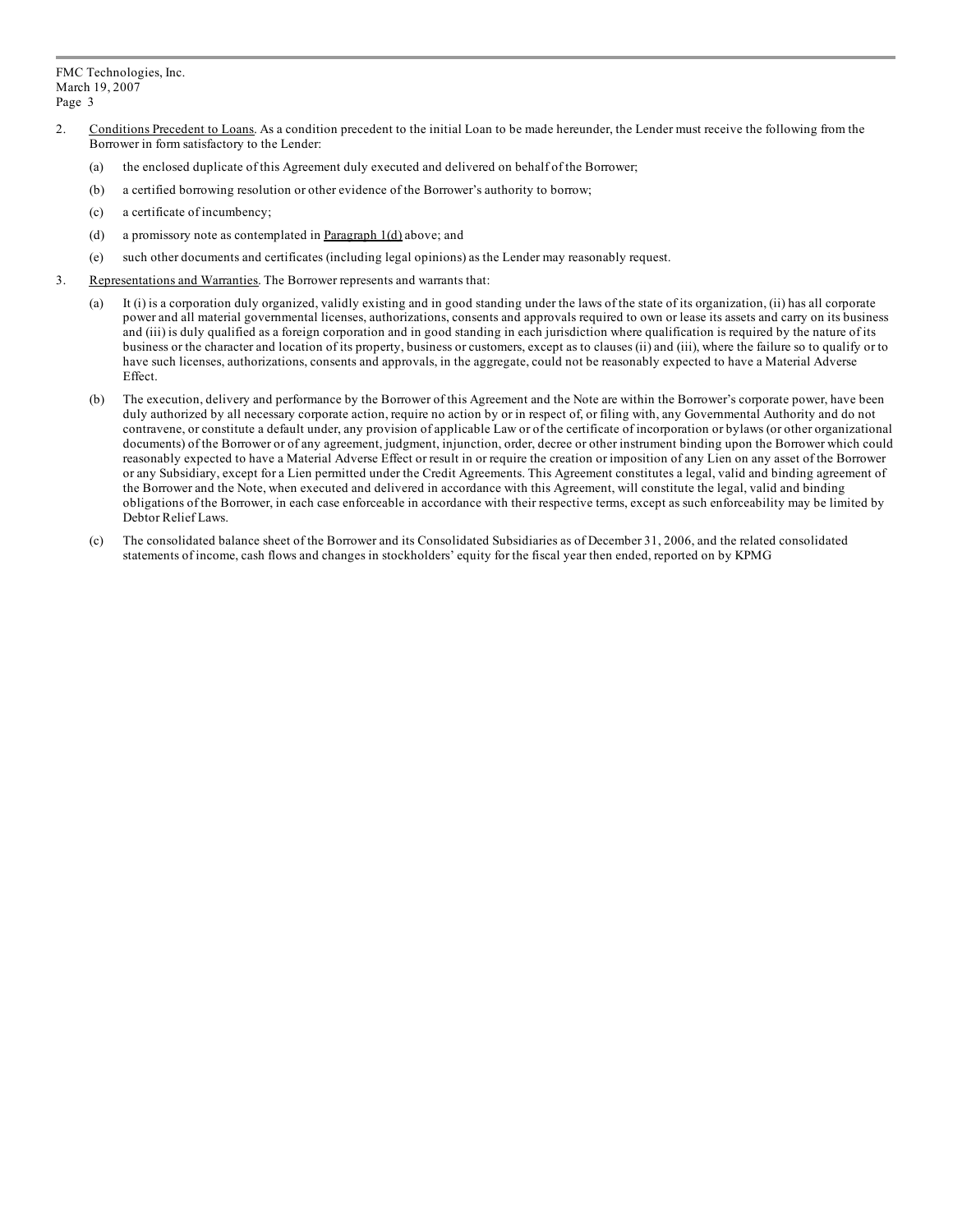2. Conditions Precedent to Loans. As a condition precedent to the initial Loan to be made hereunder, the Lender must receive the following from the Borrower in form satisfactory to the Lender:

   (a) the enclosed duplicate of this Agreement duly executed and delivered on behalf of the Borrower;

   (b) a certified borrowing resolution or other evidence of the Borrower's authority to borrow;

   (c) a certificate of incumbency;

   (d) a promissory note as contemplated in Paragraph 1(d) above; and

   (e) such other documents and certificates (including legal opinions) as the Lender may reasonably request.

3. Representations and Warranties. The Borrower represents and warrants that:

   (a) It (i) is a corporation duly organized, validly existing and in good standing under the laws of the state of its organization, (ii) has all corporate power and all material governmental licenses, authorizations, consents and approvals required to own or lease its assets and carry on its business and (iii) is duly qualified as a foreign corporation and in good standing in each jurisdiction where qualification is required by the nature of its business or the character and location of its property, business or customers, except as to clauses (ii) and (iii), where the failure so to qualify or to have such licenses, authorizations, consents and approvals, in the aggregate, could not be reasonably expected to have a Material Adverse Effect.

   (b) The execution, delivery and performance by the Borrower of this Agreement and the Note are within the Borrower's corporate power, have been duly authorized by all necessary corporate action, require no action by or in respect of, or filing with, any Governmental Authority and do not contravene, or constitute a default under, any provision of applicable Law or of the certificate of incorporation or bylaws (or other organizational documents) of the Borrower or of any agreement, judgment, injunction, order, decree or other instrument binding upon the Borrower which could reasonably expected to have a Material Adverse Effect or result in or require the creation or imposition of any Lien on any asset of the Borrower or any Subsidiary, except for a Lien permitted under the Credit Agreements. This Agreement constitutes a legal, valid and binding agreement of the Borrower and the Note, when executed and delivered in accordance with this Agreement, will constitute the legal, valid and binding obligations of the Borrower, in each case enforceable in accordance with their respective terms, except as such enforceability may be limited by Debtor Relief Laws.

   (c) The consolidated balance sheet of the Borrower and its Consolidated Subsidiaries as of December 31, 2006, and the related consolidated statements of income, cash flows and changes in stockholders' equity for the fiscal year then ended, reported on by KPMG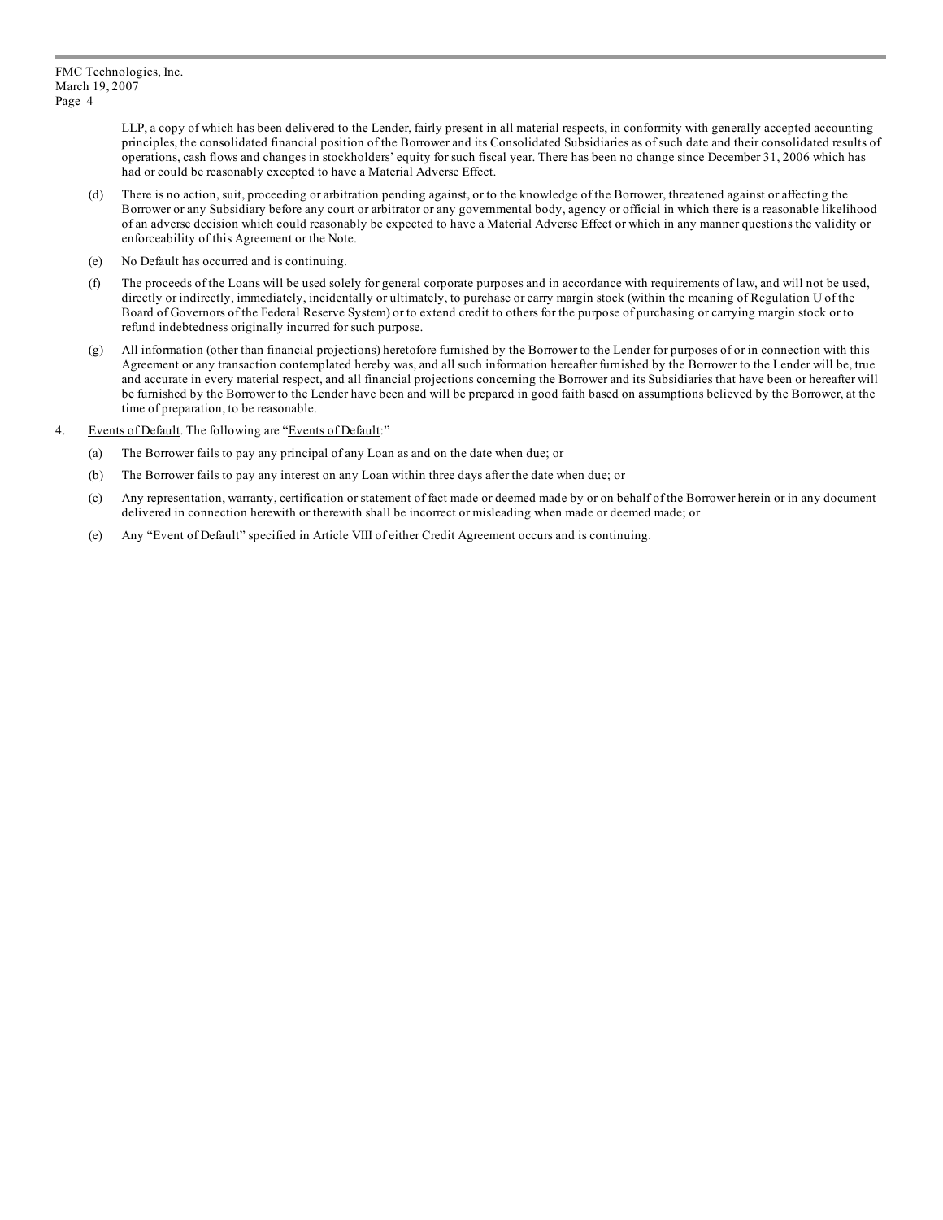LLP, a copy of which has been delivered to the Lender, fairly present in all material respects, in conformity with generally accepted accounting principles, the consolidated financial position of the Borrower and its Consolidated Subsidiaries as of such date and their consolidated results of operations, cash flows and changes in stockholders' equity for such fiscal year. There has been no change since December 31, 2006 which has had or could be reasonably excepted to have a Material Adverse Effect.

(d) There is no action, suit, proceeding or arbitration pending against, or to the knowledge of the Borrower, threatened against or affecting the Borrower or any Subsidiary before any court or arbitrator or any governmental body, agency or official in which there is a reasonable likelihood of an adverse decision which could reasonably be expected to have a Material Adverse Effect or which in any manner questions the validity or enforceability of this Agreement or the Note.

(e) No Default has occurred and is continuing.

(f) The proceeds of the Loans will be used solely for general corporate purposes and in accordance with requirements of law, and will not be used, directly or indirectly, immediately, incidentally or ultimately, to purchase or carry margin stock (within the meaning of Regulation U of the Board of Governors of the Federal Reserve System) or to extend credit to others for the purpose of purchasing or carrying margin stock or to refund indebtedness originally incurred for such purpose.

(g) All information (other than financial projections) heretofore furnished by the Borrower to the Lender for purposes of or in connection with this Agreement or any transaction contemplated hereby was, and all such information hereafter furnished by the Borrower to the Lender will be, true and accurate in every material respect, and all financial projections concerning the Borrower and its Subsidiaries that have been or hereafter will be furnished by the Borrower to the Lender have been and will be prepared in good faith based on assumptions believed by the Borrower, at the time of preparation, to be reasonable.

4. Events of Default. The following are "Events of Default:"

(a) The Borrower fails to pay any principal of any Loan as and on the date when due; or

(b) The Borrower fails to pay any interest on any Loan within three days after the date when due; or

(c) Any representation, warranty, certification or statement of fact made or deemed made by or on behalf of the Borrower herein or in any document delivered in connection herewith or therewith shall be incorrect or misleading when made or deemed made; or

(e) Any "Event of Default" specified in Article VIII of either Credit Agreement occurs and is continuing.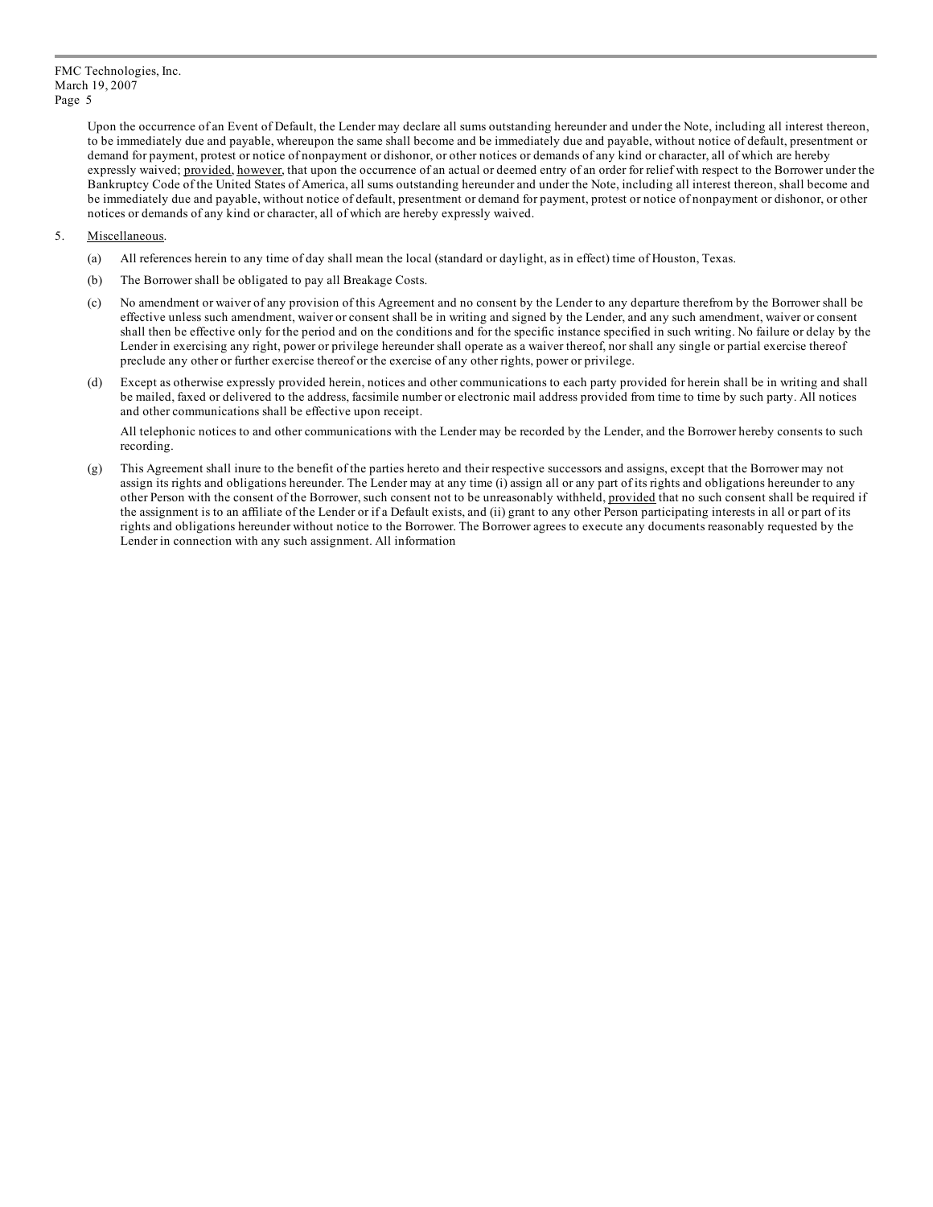Upon the occurrence of an Event of Default, the Lender may declare all sums outstanding hereunder and under the Note, including all interest thereon, to be immediately due and payable, whereupon the same shall become and be immediately due and payable, without notice of default, presentment or demand for payment, protest or notice of nonpayment or dishonor, or other notices or demands of any kind or character, all of which are hereby expressly waived; provided, however, that upon the occurrence of an actual or deemed entry of an order for relief with respect to the Borrower under the Bankruptcy Code of the United States of America, all sums outstanding hereunder and under the Note, including all interest thereon, shall become and be immediately due and payable, without notice of default, presentment or demand for payment, protest or notice of nonpayment or dishonor, or other notices or demands of any kind or character, all of which are hereby expressly waived.

5. Miscellaneous.

(a) All references herein to any time of day shall mean the local (standard or daylight, as in effect) time of Houston, Texas.

(b) The Borrower shall be obligated to pay all Breakage Costs.

(c) No amendment or waiver of any provision of this Agreement and no consent by the Lender to any departure therefrom by the Borrower shall be effective unless such amendment, waiver or consent shall be in writing and signed by the Lender, and any such amendment, waiver or consent shall then be effective only for the period and on the conditions and for the specific instance specified in such writing. No failure or delay by the Lender in exercising any right, power or privilege hereunder shall operate as a waiver thereof, nor shall any single or partial exercise thereof preclude any other or further exercise thereof or the exercise of any other rights, power or privilege.

(d) Except as otherwise expressly provided herein, notices and other communications to each party provided for herein shall be in writing and shall be mailed, faxed or delivered to the address, facsimile number or electronic mail address provided from time to time by such party. All notices and other communications shall be effective upon receipt.

All telephonic notices to and other communications with the Lender may be recorded by the Lender, and the Borrower hereby consents to such recording.

(g) This Agreement shall inure to the benefit of the parties hereto and their respective successors and assigns, except that the Borrower may not assign its rights and obligations hereunder. The Lender may at any time (i) assign all or any part of its rights and obligations hereunder to any other Person with the consent of the Borrower, such consent not to be unreasonably withheld, provided that no such consent shall be required if the assignment is to an affiliate of the Lender or if a Default exists, and (ii) grant to any other Person participating interests in all or part of its rights and obligations hereunder without notice to the Borrower. The Borrower agrees to execute any documents reasonably requested by the Lender in connection with any such assignment. All information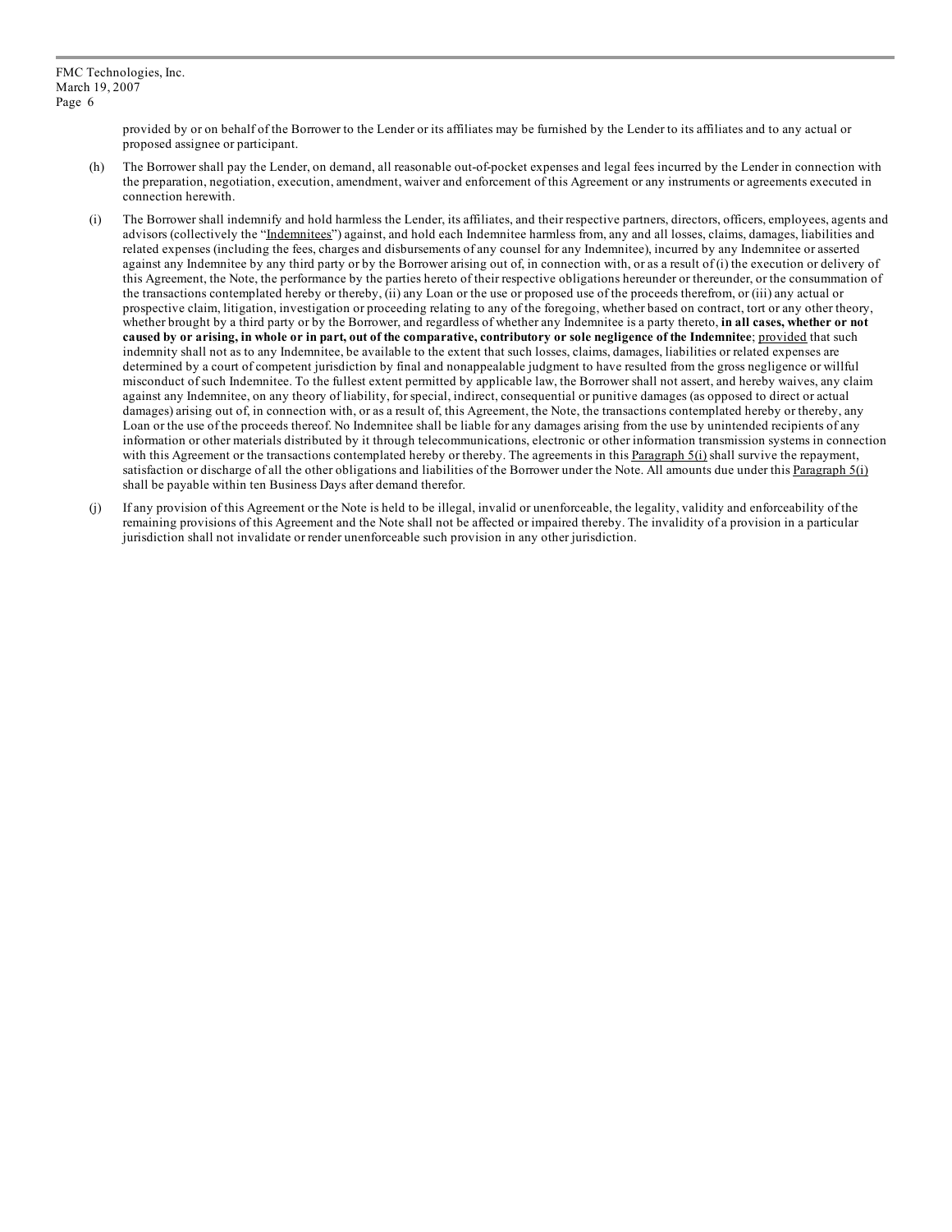provided by or on behalf of the Borrower to the Lender or its affiliates may be furnished by the Lender to its affiliates and to any actual or proposed assignee or participant.

(h) The Borrower shall pay the Lender, on demand, all reasonable out-of-pocket expenses and legal fees incurred by the Lender in connection with the preparation, negotiation, execution, amendment, waiver and enforcement of this Agreement or any instruments or agreements executed in connection herewith.

(i) The Borrower shall indemnify and hold harmless the Lender, its affiliates, and their respective partners, directors, officers, employees, agents and advisors (collectively the "Indemnitees") against, and hold each Indemnitee harmless from, any and all losses, claims, damages, liabilities and related expenses (including the fees, charges and disbursements of any counsel for any Indemnitee), incurred by any Indemnitee or asserted against any Indemnitee by any third party or by the Borrower arising out of, in connection with, or as a result of (i) the execution or delivery of this Agreement, the Note, the performance by the parties hereto of their respective obligations hereunder or thereunder, or the consummation of the transactions contemplated hereby or thereby, (ii) any Loan or the use or proposed use of the proceeds therefrom, or (iii) any actual or prospective claim, litigation, investigation or proceeding relating to any of the foregoing, whether based on contract, tort or any other theory, whether brought by a third party or by the Borrower, and regardless of whether any Indemnitee is a party thereto, **in all cases, whether or not caused by or arising, in whole or in part, out of the comparative, contributory or sole negligence of the Indemnitee**; provided that such indemnity shall not as to any Indemnitee, be available to the extent that such losses, claims, damages, liabilities or related expenses are determined by a court of competent jurisdiction by final and nonappealable judgment to have resulted from the gross negligence or willful misconduct of such Indemnitee. To the fullest extent permitted by applicable law, the Borrower shall not assert, and hereby waives, any claim against any Indemnitee, on any theory of liability, for special, indirect, consequential or punitive damages (as opposed to direct or actual damages) arising out of, in connection with, or as a result of, this Agreement, the Note, the transactions contemplated hereby or thereby, any Loan or the use of the proceeds thereof. No Indemnitee shall be liable for any damages arising from the use by unintended recipients of any information or other materials distributed by it through telecommunications, electronic or other information transmission systems in connection with this Agreement or the transactions contemplated hereby or thereby. The agreements in this Paragraph 5(i) shall survive the repayment, satisfaction or discharge of all the other obligations and liabilities of the Borrower under the Note. All amounts due under this Paragraph 5(i) shall be payable within ten Business Days after demand therefor.

(j) If any provision of this Agreement or the Note is held to be illegal, invalid or unenforceable, the legality, validity and enforceability of the remaining provisions of this Agreement and the Note shall not be affected or impaired thereby. The invalidity of a provision in a particular jurisdiction shall not invalidate or render unenforceable such provision in any other jurisdiction.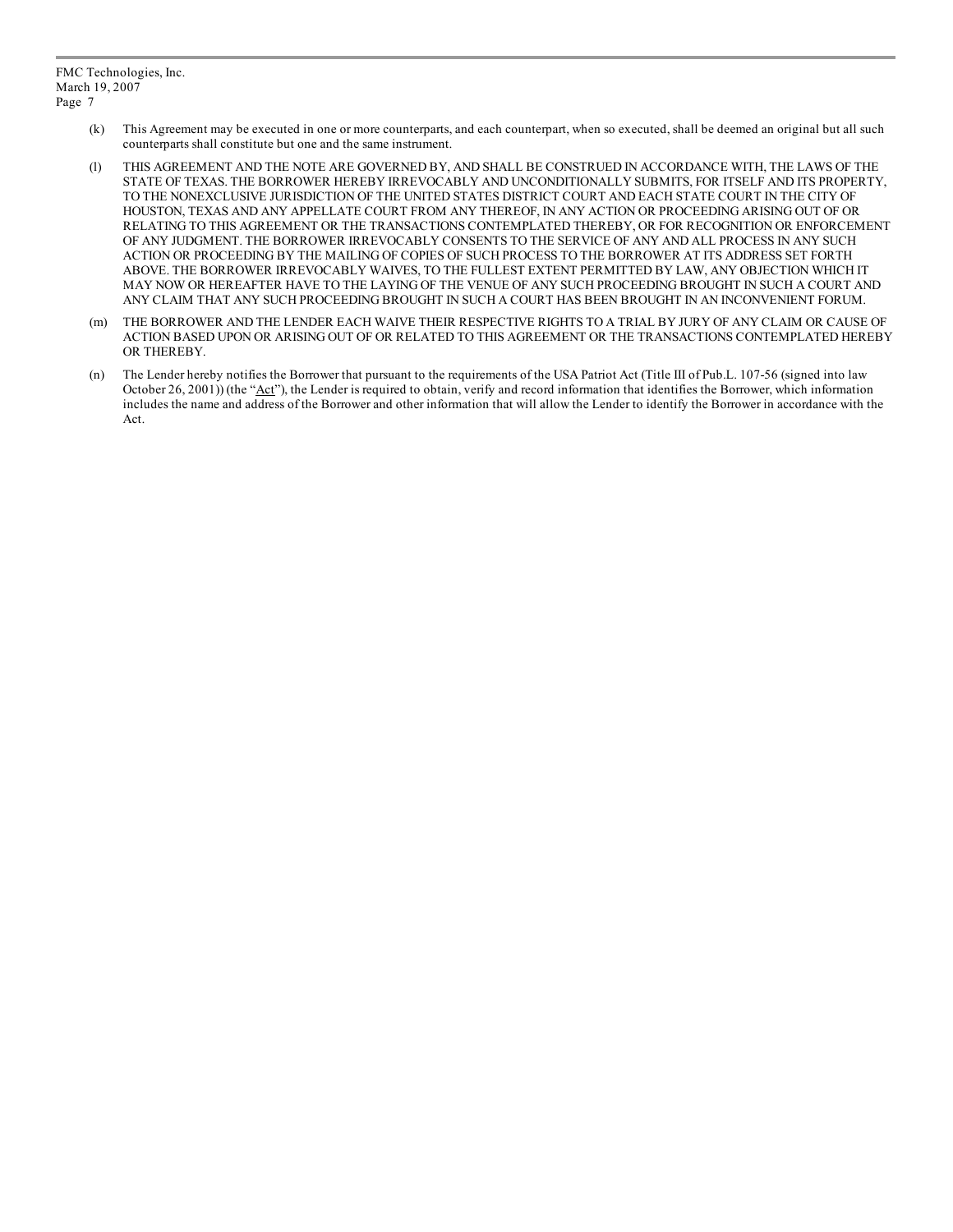(k) This Agreement may be executed in one or more counterparts, and each counterpart, when so executed, shall be deemed an original but all such counterparts shall constitute but one and the same instrument.

(l) THIS AGREEMENT AND THE NOTE ARE GOVERNED BY, AND SHALL BE CONSTRUED IN ACCORDANCE WITH, THE LAWS OF THE STATE OF TEXAS. THE BORROWER HEREBY IRREVOCABLY AND UNCONDITIONALLY SUBMITS, FOR ITSELF AND ITS PROPERTY, TO THE NONEXCLUSIVE JURISDICTION OF THE UNITED STATES DISTRICT COURT AND EACH STATE COURT IN THE CITY OF HOUSTON, TEXAS AND ANY APPELLATE COURT FROM ANY THEREOF, IN ANY ACTION OR PROCEEDING ARISING OUT OF OR RELATING TO THIS AGREEMENT OR THE TRANSACTIONS CONTEMPLATED THEREBY, OR FOR RECOGNITION OR ENFORCEMENT OF ANY JUDGMENT. THE BORROWER IRREVOCABLY CONSENTS TO THE SERVICE OF ANY AND ALL PROCESS IN ANY SUCH ACTION OR PROCEEDING BY THE MAILING OF COPIES OF SUCH PROCESS TO THE BORROWER AT ITS ADDRESS SET FORTH ABOVE. THE BORROWER IRREVOCABLY WAIVES, TO THE FULLEST EXTENT PERMITTED BY LAW, ANY OBJECTION WHICH IT MAY NOW OR HEREAFTER HAVE TO THE LAYING OF THE VENUE OF ANY SUCH PROCEEDING BROUGHT IN SUCH A COURT AND ANY CLAIM THAT ANY SUCH PROCEEDING BROUGHT IN SUCH A COURT HAS BEEN BROUGHT IN AN INCONVENIENT FORUM.

(m) THE BORROWER AND THE LENDER EACH WAIVE THEIR RESPECTIVE RIGHTS TO A TRIAL BY JURY OF ANY CLAIM OR CAUSE OF ACTION BASED UPON OR ARISING OUT OF OR RELATED TO THIS AGREEMENT OR THE TRANSACTIONS CONTEMPLATED HEREBY OR THEREBY.

(n) The Lender hereby notifies the Borrower that pursuant to the requirements of the USA Patriot Act (Title III of Pub.L. 107-56 (signed into law October 26, 2001)) (the "Act"), the Lender is required to obtain, verify and record information that identifies the Borrower, which information includes the name and address of the Borrower and other information that will allow the Lender to identify the Borrower in accordance with the Act.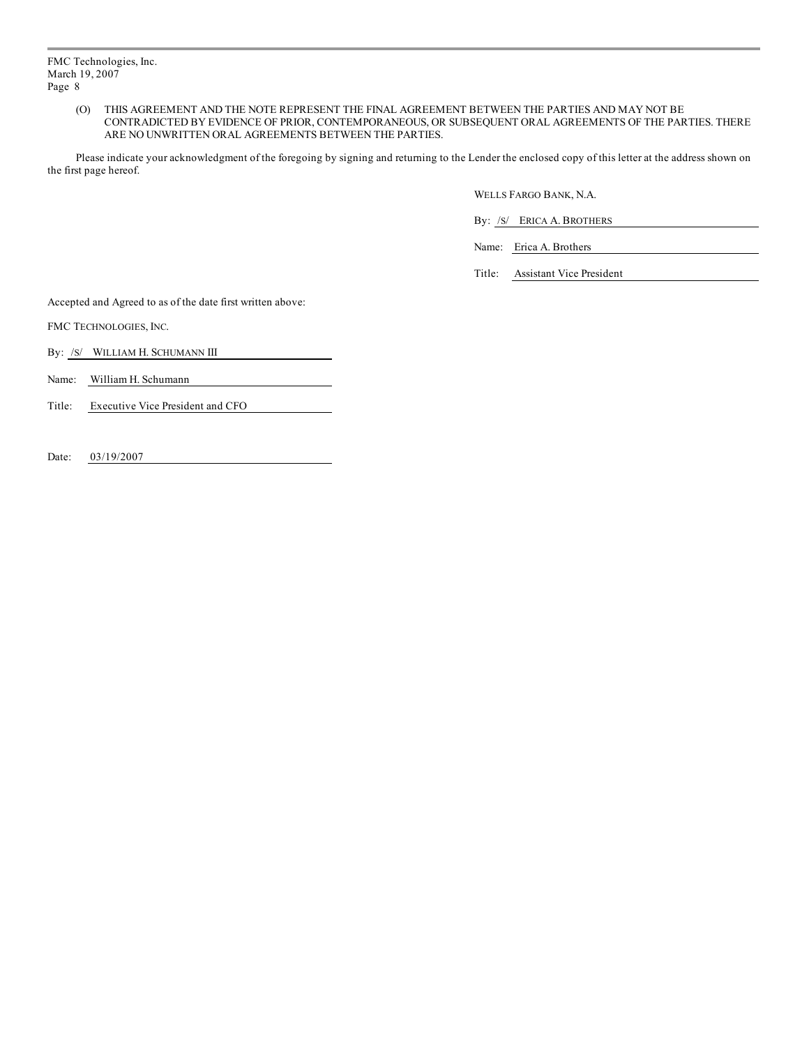(O) THIS AGREEMENT AND THE NOTE REPRESENT THE FINAL AGREEMENT BETWEEN THE PARTIES AND MAY NOT BE CONTRADICTED BY EVIDENCE OF PRIOR, CONTEMPORANEOUS, OR SUBSEQUENT ORAL AGREEMENTS OF THE PARTIES. THERE ARE NO UNWRITTEN ORAL AGREEMENTS BETWEEN THE PARTIES.

Please indicate your acknowledgment of the foregoing by signing and returning to the Lender the enclosed copy of this letter at the address shown on the first page hereof.

WELLS FARGO BANK, N.A.

By: /S/ ERICA A. BROTHERS

Name: Erica A. Brothers

Title: Assistant Vice President

Accepted and Agreed to as of the date first written above:

FMC TECHNOLOGIES, INC.

By: /S/ WILLIAM H. SCHUMANN III

Name: William H. Schumann

Title: Executive Vice President and CFO

Date: 03/19/2007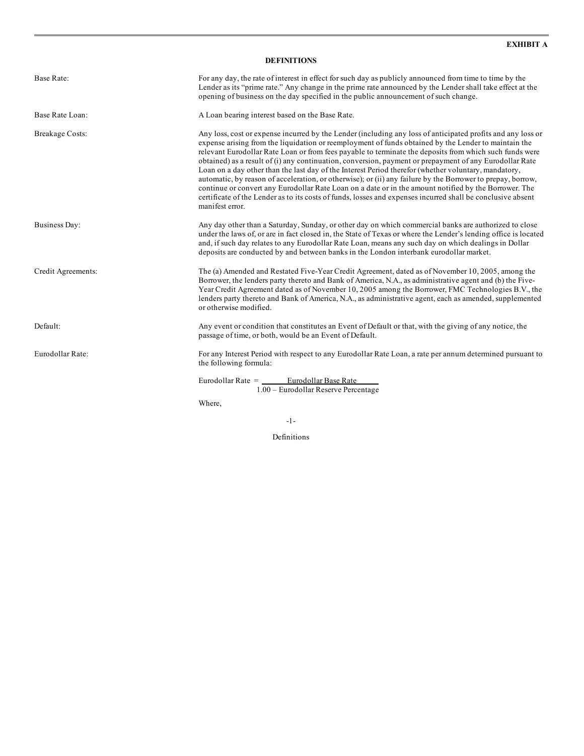**EXHIBIT A**

**DEFINITIONS**

| | |
|---|---|
| Base Rate: | For any day, the rate of interest in effect for such day as publicly announced from time to time by the Lender as its "prime rate." Any change in the prime rate announced by the Lender shall take effect at the opening of business on the day specified in the public announcement of such change. |
| Base Rate Loan: | A Loan bearing interest based on the Base Rate. |
| Breakage Costs: | Any loss, cost or expense incurred by the Lender (including any loss of anticipated profits and any loss or expense arising from the liquidation or reemployment of funds obtained by the Lender to maintain the relevant Eurodollar Rate Loan or from fees payable to terminate the deposits from which such funds were obtained) as a result of (i) any continuation, conversion, payment or prepayment of any Eurodollar Rate Loan on a day other than the last day of the Interest Period therefor (whether voluntary, mandatory, automatic, by reason of acceleration, or otherwise); or (ii) any failure by the Borrower to prepay, borrow, continue or convert any Eurodollar Rate Loan on a date or in the amount notified by the Borrower. The certificate of the Lender as to its costs of funds, losses and expenses incurred shall be conclusive absent manifest error. |
| Business Day: | Any day other than a Saturday, Sunday, or other day on which commercial banks are authorized to close under the laws of, or are in fact closed in, the State of Texas or where the Lender's lending office is located and, if such day relates to any Eurodollar Rate Loan, means any such day on which dealings in Dollar deposits are conducted by and between banks in the London interbank eurodollar market. |
| Credit Agreements: | The (a) Amended and Restated Five-Year Credit Agreement, dated as of November 10, 2005, among the Borrower, the lenders party thereto and Bank of America, N.A., as administrative agent and (b) the Five-Year Credit Agreement dated as of November 10, 2005 among the Borrower, FMC Technologies B.V., the lenders party thereto and Bank of America, N.A., as administrative agent, each as amended, supplemented or otherwise modified. |
| Default: | Any event or condition that constitutes an Event of Default or that, with the giving of any notice, the passage of time, or both, would be an Event of Default. |
| Eurodollar Rate: | For any Interest Period with respect to any Eurodollar Rate Loan, a rate per annum determined pursuant to the following formula: |

$$\text{Eurodollar Rate} = \frac{\text{Eurodollar Base Rate}}{1.00 - \text{Eurodollar Reserve Percentage}}$$

Where,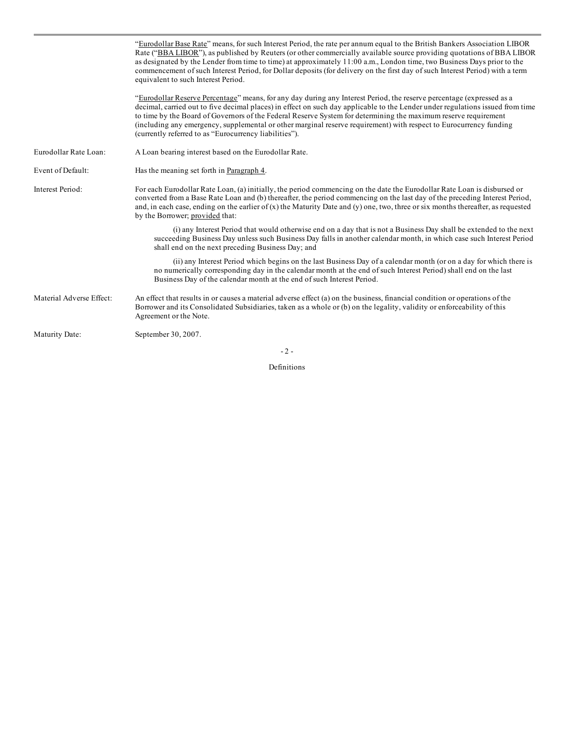| | |
|---|---|
| | "Eurodollar Base Rate" means, for such Interest Period, the rate per annum equal to the British Bankers Association LIBOR Rate ("BBA LIBOR"), as published by Reuters (or other commercially available source providing quotations of BBA LIBOR as designated by the Lender from time to time) at approximately 11:00 a.m., London time, two Business Days prior to the commencement of such Interest Period, for Dollar deposits (for delivery on the first day of such Interest Period) with a term equivalent to such Interest Period.<br><br>"Eurodollar Reserve Percentage" means, for any day during any Interest Period, the reserve percentage (expressed as a decimal, carried out to five decimal places) in effect on such day applicable to the Lender under regulations issued from time to time by the Board of Governors of the Federal Reserve System for determining the maximum reserve requirement (including any emergency, supplemental or other marginal reserve requirement) with respect to Eurocurrency funding (currently referred to as "Eurocurrency liabilities"). |
| Eurodollar Rate Loan: | A Loan bearing interest based on the Eurodollar Rate. |
| Event of Default: | Has the meaning set forth in Paragraph 4. |
| Interest Period: | For each Eurodollar Rate Loan, (a) initially, the period commencing on the date the Eurodollar Rate Loan is disbursed or converted from a Base Rate Loan and (b) thereafter, the period commencing on the last day of the preceding Interest Period, and, in each case, ending on the earlier of (x) the Maturity Date and (y) one, two, three or six months thereafter, as requested by the Borrower; provided that:<br><br>(i) any Interest Period that would otherwise end on a day that is not a Business Day shall be extended to the next succeeding Business Day unless such Business Day falls in another calendar month, in which case such Interest Period shall end on the next preceding Business Day; and<br><br>(ii) any Interest Period which begins on the last Business Day of a calendar month (or on a day for which there is no numerically corresponding day in the calendar month at the end of such Interest Period) shall end on the last Business Day of the calendar month at the end of such Interest Period. |
| Material Adverse Effect: | An effect that results in or causes a material adverse effect (a) on the business, financial condition or operations of the Borrower and its Consolidated Subsidiaries, taken as a whole or (b) on the legality, validity or enforceability of this Agreement or the Note. |
| Maturity Date: | September 30, 2007. |

Definitions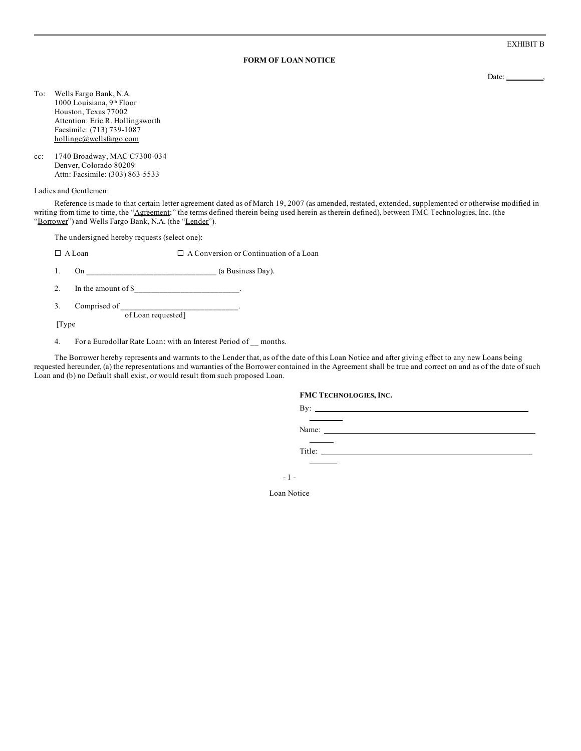EXHIBIT B

**FORM OF LOAN NOTICE**

Date: __________,

To: Wells Fargo Bank, N.A.
1000 Louisiana, 9th Floor
Houston, Texas 77002
Attention: Eric R. Hollingsworth
Facsimile: (713) 739-1087
hollinge@wellsfargo.com

cc: 1740 Broadway, MAC C7300-034
Denver, Colorado 80209
Attn: Facsimile: (303) 863-5533

Ladies and Gentlemen:

Reference is made to that certain letter agreement dated as of March 19, 2007 (as amended, restated, extended, supplemented or otherwise modified in writing from time to time, the "Agreement;" the terms defined therein being used herein as therein defined), between FMC Technologies, Inc. (the "Borrower") and Wells Fargo Bank, N.A. (the "Lender").

The undersigned hereby requests (select one):

☐ A Loan ☐ A Conversion or Continuation of a Loan

1. On ______________________________ (a Business Day).

2. In the amount of $________________________.

3. Comprised of ____________________________.
[Type of Loan requested]

4. For a Eurodollar Rate Loan: with an Interest Period of __ months.

The Borrower hereby represents and warrants to the Lender that, as of the date of this Loan Notice and after giving effect to any new Loans being requested hereunder, (a) the representations and warranties of the Borrower contained in the Agreement shall be true and correct on and as of the date of such Loan and (b) no Default shall exist, or would result from such proposed Loan.

**FMC TECHNOLOGIES, INC.**

By: ____________________________________

Name: ____________________________________

Title: ____________________________________

Loan Notice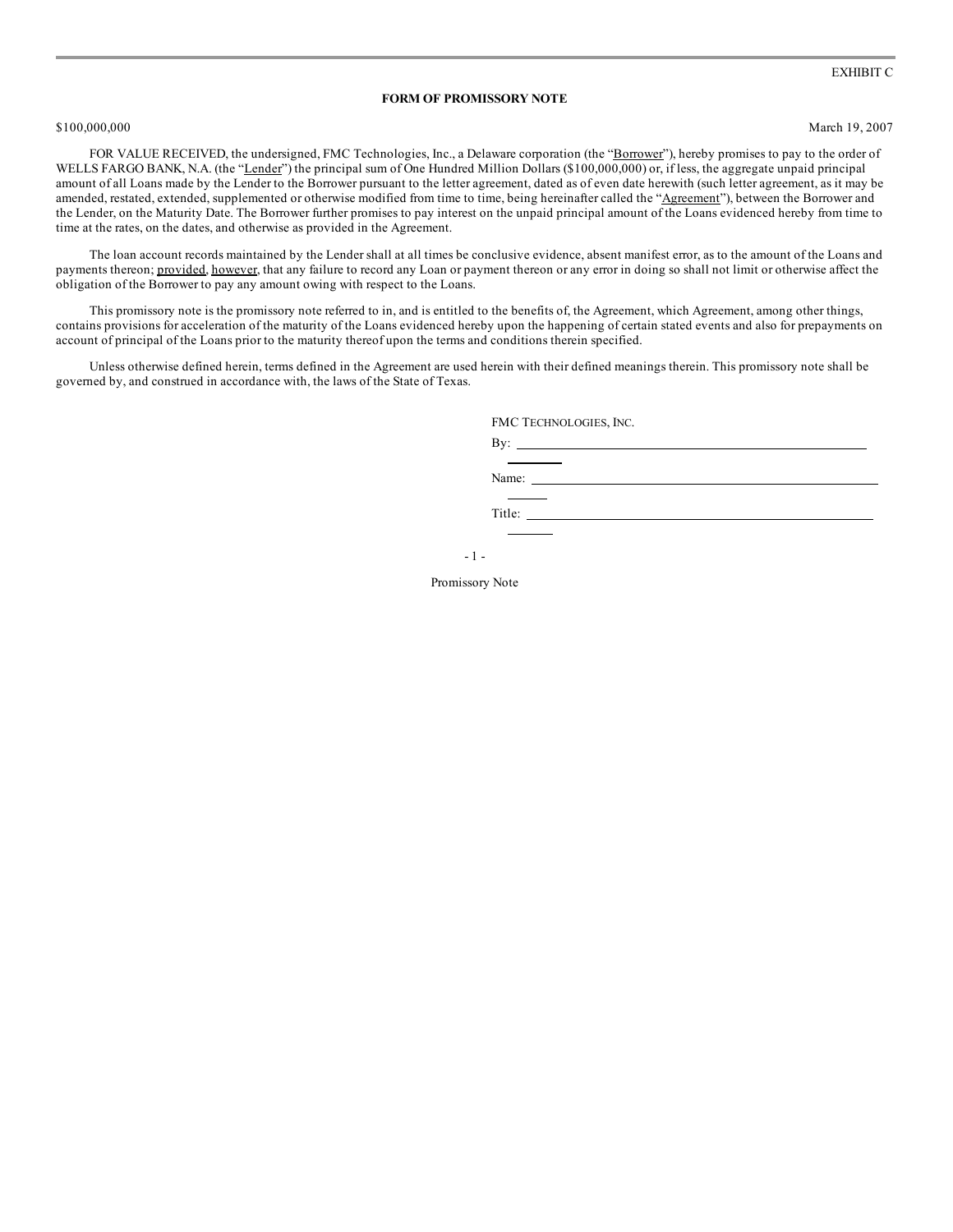EXHIBIT C

**FORM OF PROMISSORY NOTE**

$100,000,000 March 19, 2007

FOR VALUE RECEIVED, the undersigned, FMC Technologies, Inc., a Delaware corporation (the "Borrower"), hereby promises to pay to the order of WELLS FARGO BANK, N.A. (the "Lender") the principal sum of One Hundred Million Dollars ($100,000,000) or, if less, the aggregate unpaid principal amount of all Loans made by the Lender to the Borrower pursuant to the letter agreement, dated as of even date herewith (such letter agreement, as it may be amended, restated, extended, supplemented or otherwise modified from time to time, being hereinafter called the "Agreement"), between the Borrower and the Lender, on the Maturity Date. The Borrower further promises to pay interest on the unpaid principal amount of the Loans evidenced hereby from time to time at the rates, on the dates, and otherwise as provided in the Agreement.

The loan account records maintained by the Lender shall at all times be conclusive evidence, absent manifest error, as to the amount of the Loans and payments thereon; provided, however, that any failure to record any Loan or payment thereon or any error in doing so shall not limit or otherwise affect the obligation of the Borrower to pay any amount owing with respect to the Loans.

This promissory note is the promissory note referred to in, and is entitled to the benefits of, the Agreement, which Agreement, among other things, contains provisions for acceleration of the maturity of the Loans evidenced hereby upon the happening of certain stated events and also for prepayments on account of principal of the Loans prior to the maturity thereof upon the terms and conditions therein specified.

Unless otherwise defined herein, terms defined in the Agreement are used herein with their defined meanings therein. This promissory note shall be governed by, and construed in accordance with, the laws of the State of Texas.

FMC TECHNOLOGIES, INC.

By: \_\_\_\_\_\_\_\_\_\_\_\_\_\_\_\_\_\_\_\_\_\_\_\_\_\_\_\_\_\_

Name: \_\_\_\_\_\_\_\_\_\_\_\_\_\_\_\_\_\_\_\_\_\_\_\_\_\_\_\_\_\_

Title: \_\_\_\_\_\_\_\_\_\_\_\_\_\_\_\_\_\_\_\_\_\_\_\_\_\_\_\_\_\_

Promissory Note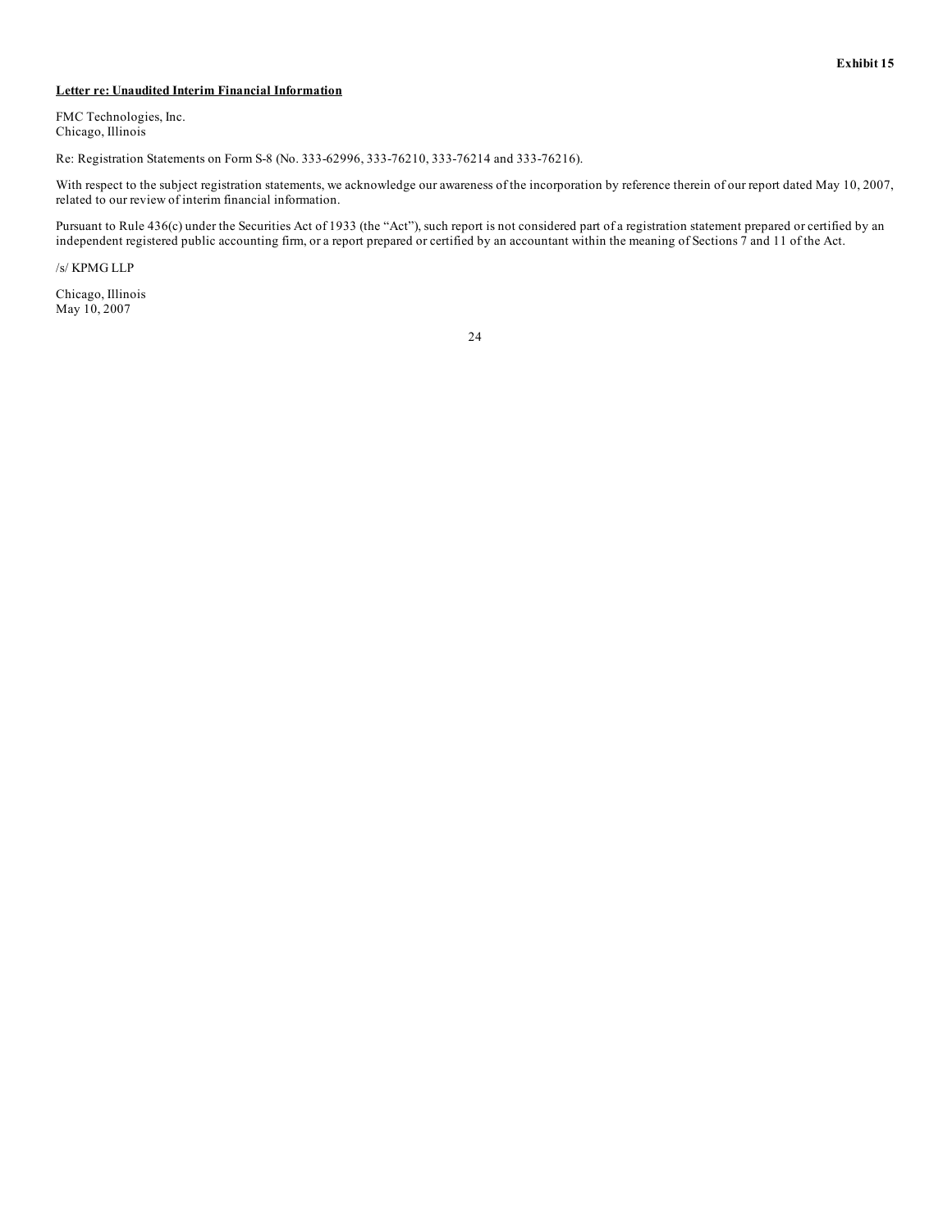**Exhibit 15**

**Letter re: Unaudited Interim Financial Information**

FMC Technologies, Inc.
Chicago, Illinois

Re: Registration Statements on Form S-8 (No. 333-62996, 333-76210, 333-76214 and 333-76216).

With respect to the subject registration statements, we acknowledge our awareness of the incorporation by reference therein of our report dated May 10, 2007, related to our review of interim financial information.

Pursuant to Rule 436(c) under the Securities Act of 1933 (the "Act"), such report is not considered part of a registration statement prepared or certified by an independent registered public accounting firm, or a report prepared or certified by an accountant within the meaning of Sections 7 and 11 of the Act.

/s/ KPMG LLP

Chicago, Illinois
May 10, 2007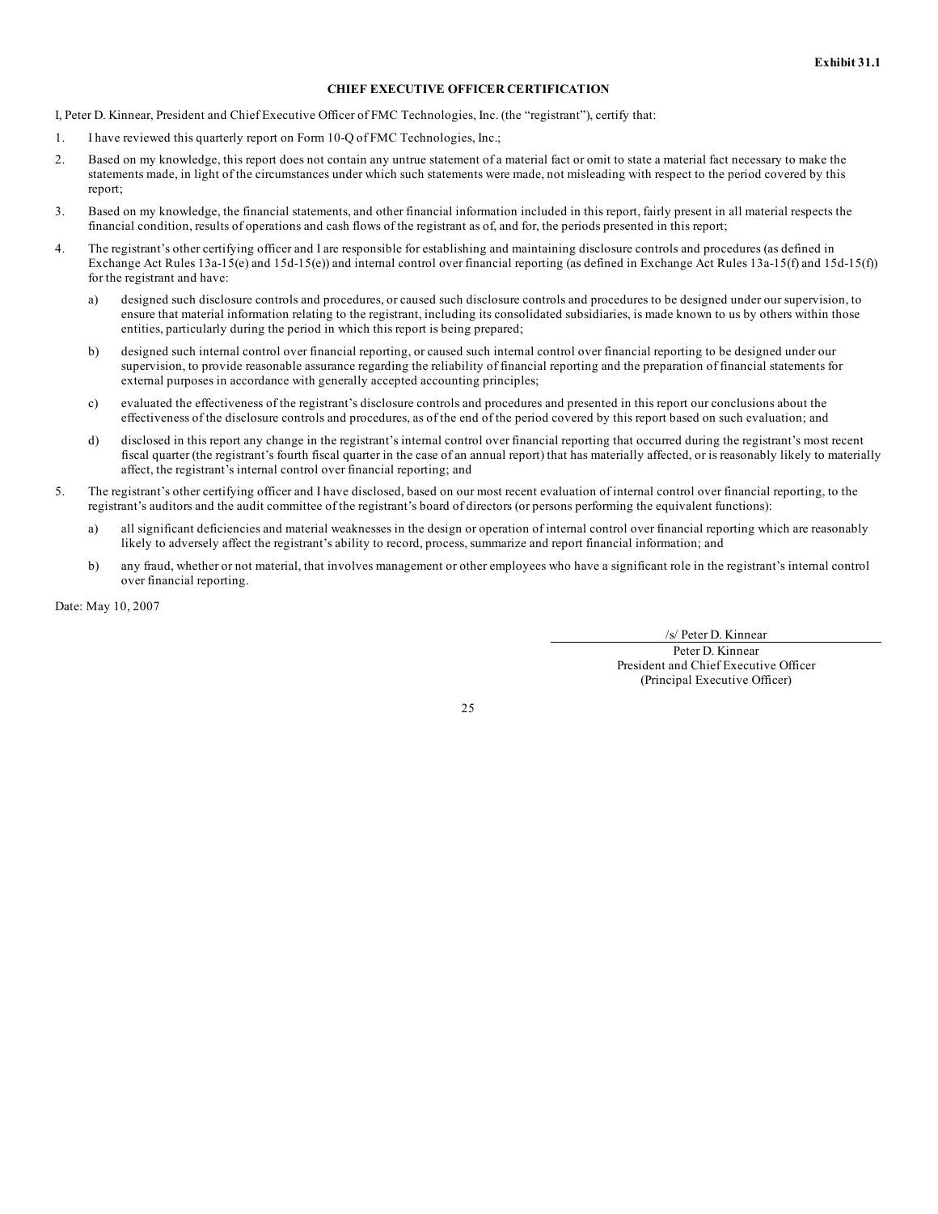**Exhibit 31.1**

**CHIEF EXECUTIVE OFFICER CERTIFICATION**

I, Peter D. Kinnear, President and Chief Executive Officer of FMC Technologies, Inc. (the "registrant"), certify that:

1. I have reviewed this quarterly report on Form 10-Q of FMC Technologies, Inc.;

2. Based on my knowledge, this report does not contain any untrue statement of a material fact or omit to state a material fact necessary to make the statements made, in light of the circumstances under which such statements were made, not misleading with respect to the period covered by this report;

3. Based on my knowledge, the financial statements, and other financial information included in this report, fairly present in all material respects the financial condition, results of operations and cash flows of the registrant as of, and for, the periods presented in this report;

4. The registrant's other certifying officer and I are responsible for establishing and maintaining disclosure controls and procedures (as defined in Exchange Act Rules 13a-15(e) and 15d-15(e)) and internal control over financial reporting (as defined in Exchange Act Rules 13a-15(f) and 15d-15(f)) for the registrant and have:

   a) designed such disclosure controls and procedures, or caused such disclosure controls and procedures to be designed under our supervision, to ensure that material information relating to the registrant, including its consolidated subsidiaries, is made known to us by others within those entities, particularly during the period in which this report is being prepared;

   b) designed such internal control over financial reporting, or caused such internal control over financial reporting to be designed under our supervision, to provide reasonable assurance regarding the reliability of financial reporting and the preparation of financial statements for external purposes in accordance with generally accepted accounting principles;

   c) evaluated the effectiveness of the registrant's disclosure controls and procedures and presented in this report our conclusions about the effectiveness of the disclosure controls and procedures, as of the end of the period covered by this report based on such evaluation; and

   d) disclosed in this report any change in the registrant's internal control over financial reporting that occurred during the registrant's most recent fiscal quarter (the registrant's fourth fiscal quarter in the case of an annual report) that has materially affected, or is reasonably likely to materially affect, the registrant's internal control over financial reporting; and

5. The registrant's other certifying officer and I have disclosed, based on our most recent evaluation of internal control over financial reporting, to the registrant's auditors and the audit committee of the registrant's board of directors (or persons performing the equivalent functions):

   a) all significant deficiencies and material weaknesses in the design or operation of internal control over financial reporting which are reasonably likely to adversely affect the registrant's ability to record, process, summarize and report financial information; and

   b) any fraud, whether or not material, that involves management or other employees who have a significant role in the registrant's internal control over financial reporting.

Date: May 10, 2007

/s/ Peter D. Kinnear

Peter D. Kinnear
President and Chief Executive Officer
(Principal Executive Officer)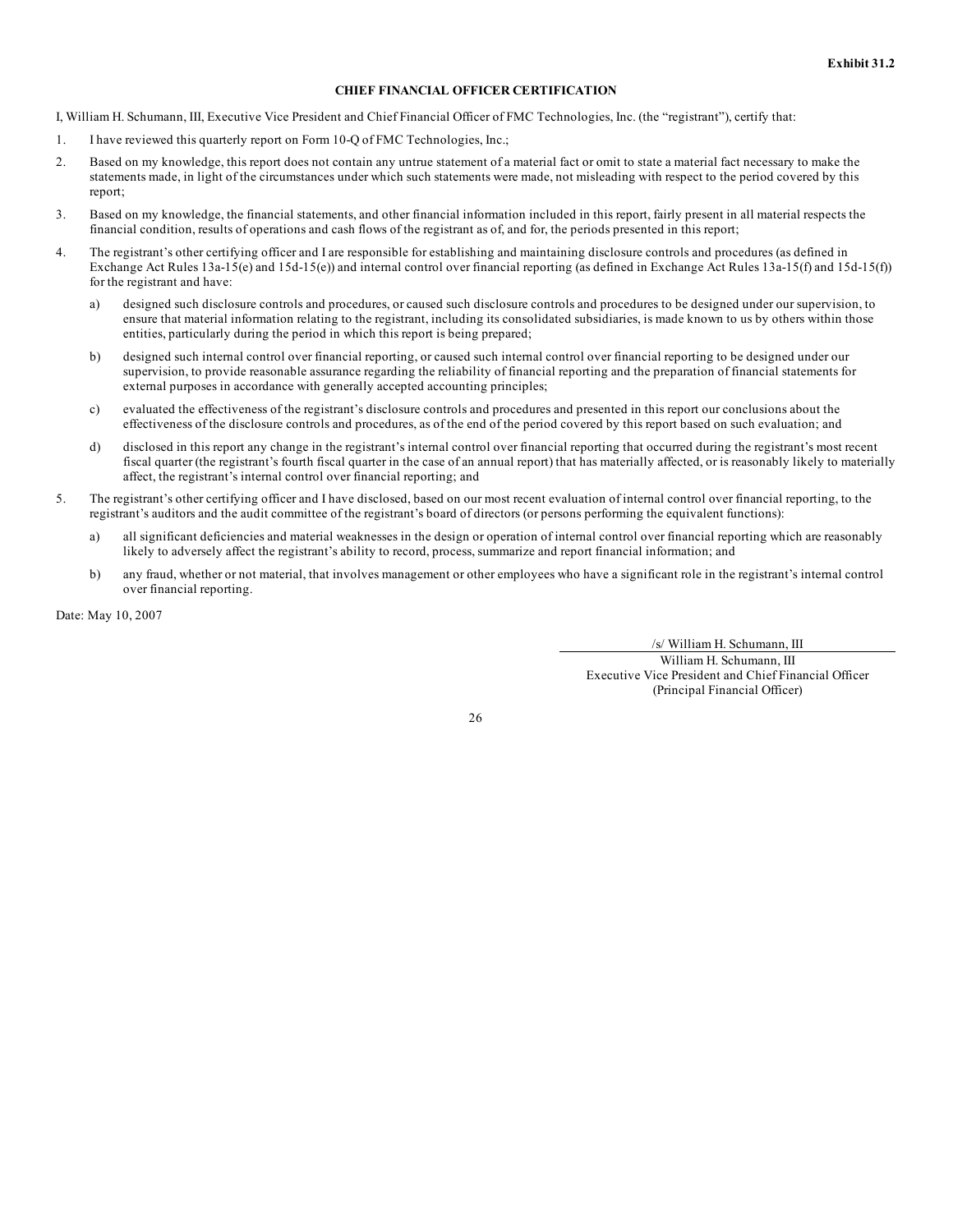**Exhibit 31.2**

## CHIEF FINANCIAL OFFICER CERTIFICATION

I, William H. Schumann, III, Executive Vice President and Chief Financial Officer of FMC Technologies, Inc. (the "registrant"), certify that:

1. I have reviewed this quarterly report on Form 10-Q of FMC Technologies, Inc.;
2. Based on my knowledge, this report does not contain any untrue statement of a material fact or omit to state a material fact necessary to make the statements made, in light of the circumstances under which such statements were made, not misleading with respect to the period covered by this report;
3. Based on my knowledge, the financial statements, and other financial information included in this report, fairly present in all material respects the financial condition, results of operations and cash flows of the registrant as of, and for, the periods presented in this report;
4. The registrant's other certifying officer and I are responsible for establishing and maintaining disclosure controls and procedures (as defined in Exchange Act Rules 13a-15(e) and 15d-15(e)) and internal control over financial reporting (as defined in Exchange Act Rules 13a-15(f) and 15d-15(f)) for the registrant and have:
   a) designed such disclosure controls and procedures, or caused such disclosure controls and procedures to be designed under our supervision, to ensure that material information relating to the registrant, including its consolidated subsidiaries, is made known to us by others within those entities, particularly during the period in which this report is being prepared;
   b) designed such internal control over financial reporting, or caused such internal control over financial reporting to be designed under our supervision, to provide reasonable assurance regarding the reliability of financial reporting and the preparation of financial statements for external purposes in accordance with generally accepted accounting principles;
   c) evaluated the effectiveness of the registrant's disclosure controls and procedures and presented in this report our conclusions about the effectiveness of the disclosure controls and procedures, as of the end of the period covered by this report based on such evaluation; and
   d) disclosed in this report any change in the registrant's internal control over financial reporting that occurred during the registrant's most recent fiscal quarter (the registrant's fourth fiscal quarter in the case of an annual report) that has materially affected, or is reasonably likely to materially affect, the registrant's internal control over financial reporting; and
5. The registrant's other certifying officer and I have disclosed, based on our most recent evaluation of internal control over financial reporting, to the registrant's auditors and the audit committee of the registrant's board of directors (or persons performing the equivalent functions):
   a) all significant deficiencies and material weaknesses in the design or operation of internal control over financial reporting which are reasonably likely to adversely affect the registrant's ability to record, process, summarize and report financial information; and
   b) any fraud, whether or not material, that involves management or other employees who have a significant role in the registrant's internal control over financial reporting.

Date: May 10, 2007

/s/ William H. Schumann, III

William H. Schumann, III
Executive Vice President and Chief Financial Officer
(Principal Financial Officer)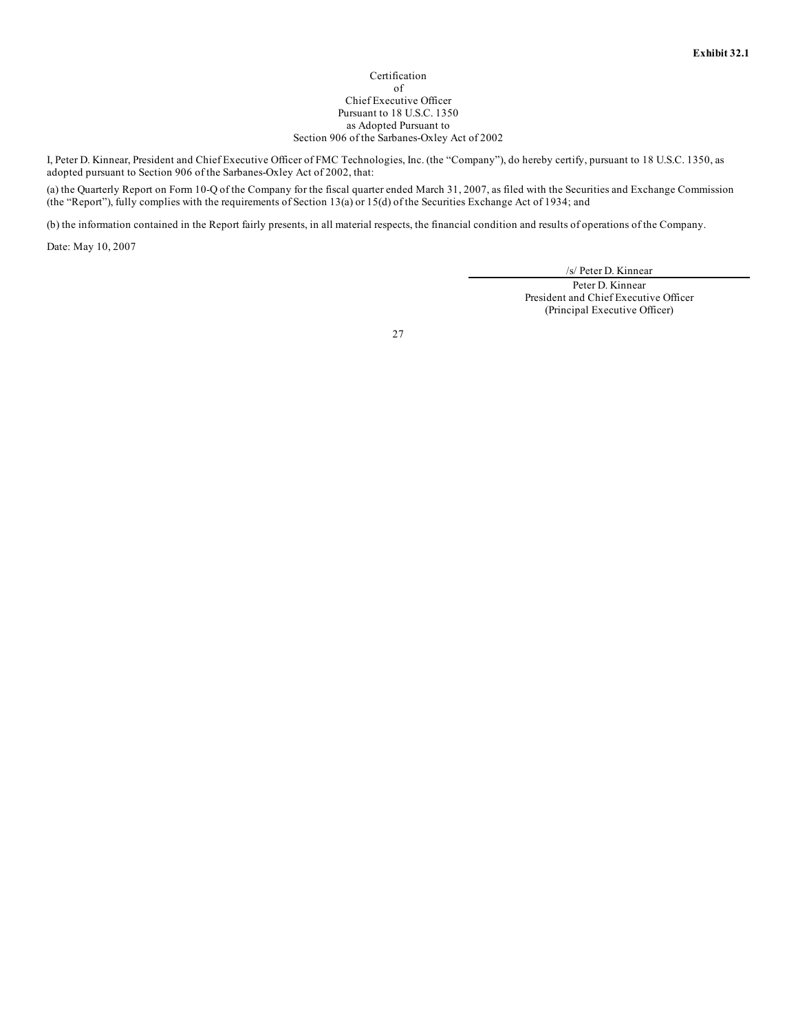**Exhibit 32.1**

Certification
of
Chief Executive Officer
Pursuant to 18 U.S.C. 1350
as Adopted Pursuant to
Section 906 of the Sarbanes-Oxley Act of 2002

I, Peter D. Kinnear, President and Chief Executive Officer of FMC Technologies, Inc. (the "Company"), do hereby certify, pursuant to 18 U.S.C. 1350, as adopted pursuant to Section 906 of the Sarbanes-Oxley Act of 2002, that:

(a) the Quarterly Report on Form 10-Q of the Company for the fiscal quarter ended March 31, 2007, as filed with the Securities and Exchange Commission (the "Report"), fully complies with the requirements of Section 13(a) or 15(d) of the Securities Exchange Act of 1934; and

(b) the information contained in the Report fairly presents, in all material respects, the financial condition and results of operations of the Company.

Date: May 10, 2007

/s/ Peter D. Kinnear

Peter D. Kinnear
President and Chief Executive Officer
(Principal Executive Officer)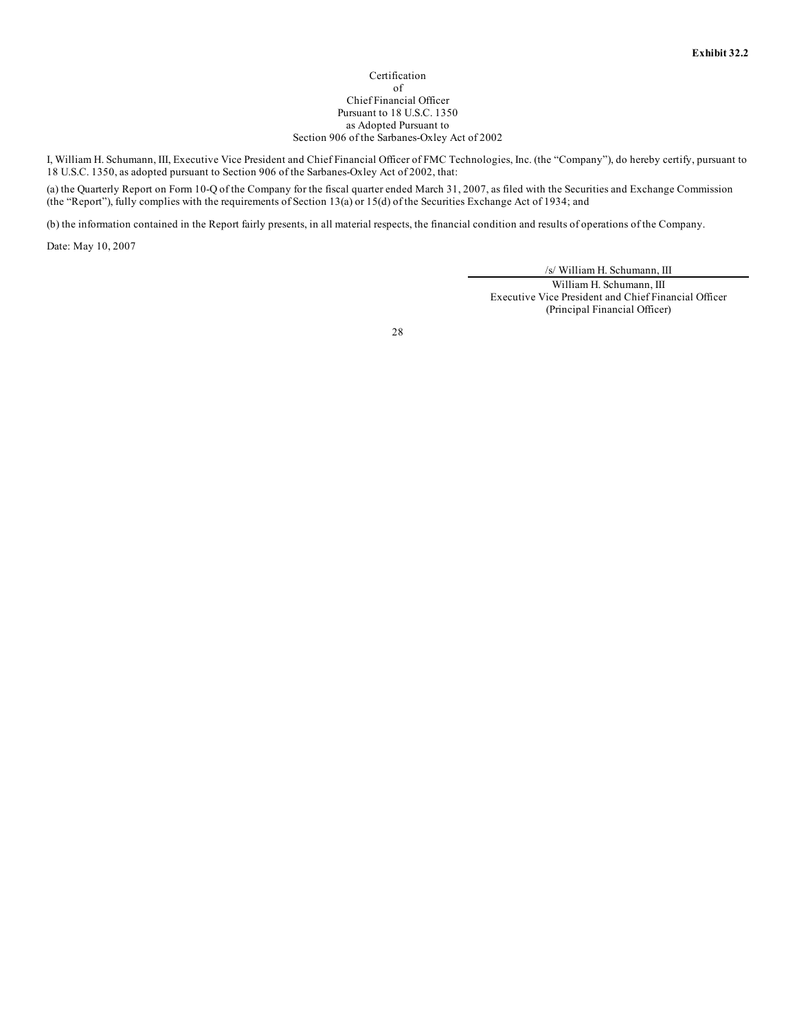**Exhibit 32.2**

Certification
of
Chief Financial Officer
Pursuant to 18 U.S.C. 1350
as Adopted Pursuant to
Section 906 of the Sarbanes-Oxley Act of 2002

I, William H. Schumann, III, Executive Vice President and Chief Financial Officer of FMC Technologies, Inc. (the "Company"), do hereby certify, pursuant to 18 U.S.C. 1350, as adopted pursuant to Section 906 of the Sarbanes-Oxley Act of 2002, that:

(a) the Quarterly Report on Form 10-Q of the Company for the fiscal quarter ended March 31, 2007, as filed with the Securities and Exchange Commission (the "Report"), fully complies with the requirements of Section 13(a) or 15(d) of the Securities Exchange Act of 1934; and

(b) the information contained in the Report fairly presents, in all material respects, the financial condition and results of operations of the Company.

Date: May 10, 2007

/s/ William H. Schumann, III

William H. Schumann, III
Executive Vice President and Chief Financial Officer
(Principal Financial Officer)